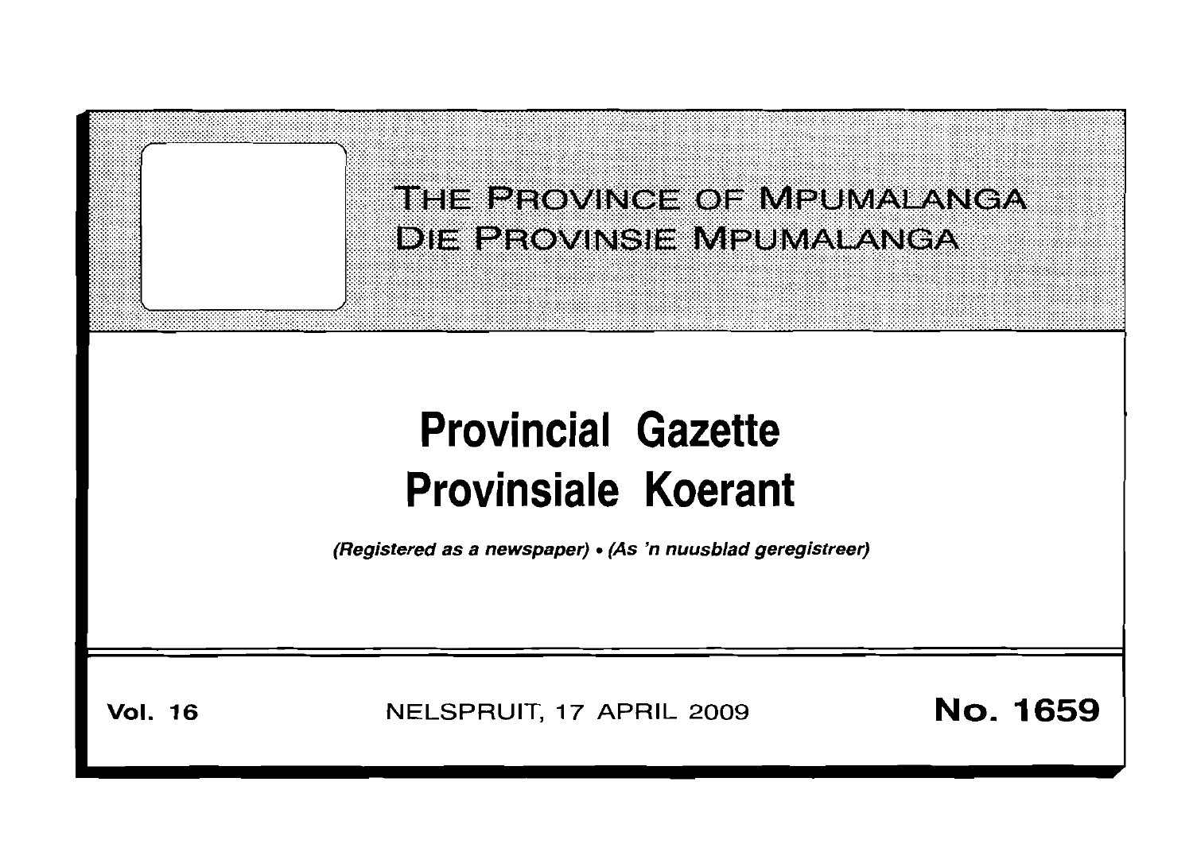THE PROVINCE OF MPUMALANGA

DIE PROVINSIE MPUMALANGA

# Provincial Gazette

# Provinsiale Koerant

*(Registered as a newspaper) • (As 'n nuusblad geregistreer)*

**Vol. 16** NELSPRUIT, 17 APRIL 2009 **No. 1659**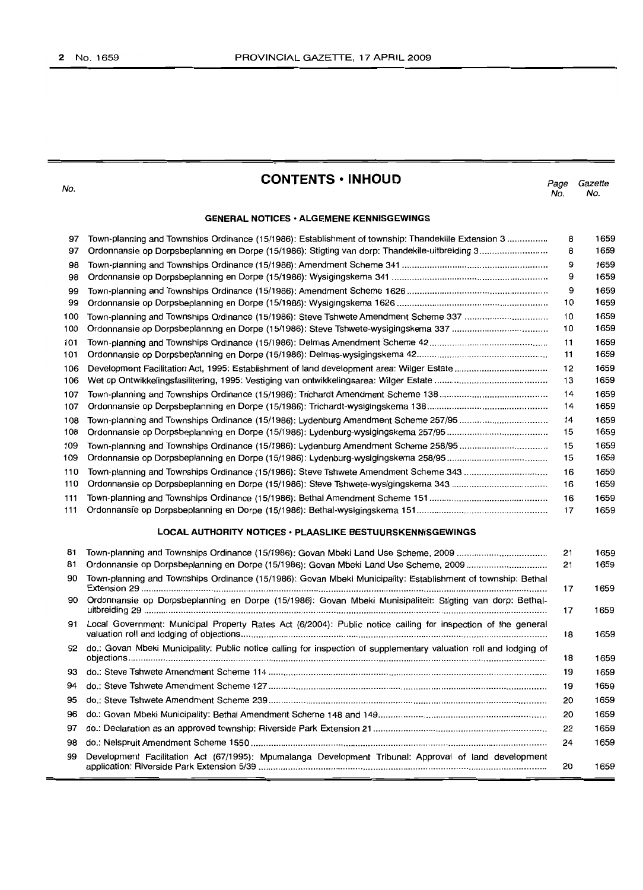# CONTENTS • INHOUD

| No. | | Page No. | Gazette No. |
|---|---|---|---|
| | **GENERAL NOTICES • ALGEMENE KENNISGEWINGS** | | |
| 97 | Town-planning and Townships Ordinance (15/1986): Establishment of township: Thandekile Extension 3 | 8 | 1659 |
| 97 | Ordonnansie op Dorpsbeplanning en Dorpe (15/1986): Stigting van dorp: Thandekile-uitbreiding 3 | 8 | 1659 |
| 98 | Town-planning and Townships Ordinance (15/1986): Amendment Scheme 341 | 9 | 1659 |
| 98 | Ordonnansie op Dorpsbeplanning en Dorpe (15/1986): Wysigingskema 341 | 9 | 1659 |
| 99 | Town-planning and Townships Ordinance (15/1986): Amendment Scheme 1626 | 9 | 1659 |
| 99 | Ordonnansie op Dorpsbeplanning en Dorpe (15/1986): Wysigingskema 1626 | 10 | 1659 |
| 100 | Town-planning and Townships Ordinance (15/1986): Steve Tshwete Amendment Scheme 337 | 10 | 1659 |
| 100 | Ordonnansie op Dorpsbeplanning en Dorpe (15/1986): Steve Tshwete-wysigingskema 337 | 10 | 1659 |
| 101 | Town-planning and Townships Ordinance (15/1986): Delmas Amendment Scheme 42 | 11 | 1659 |
| 101 | Ordonnansie op Dorpsbeplanning en Dorpe (15/1986): Delmas-wysigingskema 42 | 11 | 1659 |
| 106 | Development Facilitation Act, 1995: Establishment of land development area: Wilger Estate | 12 | 1659 |
| 106 | Wet op Ontwikkelingsfasilitering, 1995: Vestiging van ontwikkelingsarea: Wilger Estate | 13 | 1659 |
| 107 | Town-planning and Townships Ordinance (15/1986): Trichardt Amendment Scheme 138 | 14 | 1659 |
| 107 | Ordonnansie op Dorpsbeplanning en Dorpe (15/1986): Trichardt-wysigingskema 138 | 14 | 1659 |
| 108 | Town-planning and Townships Ordinance (15/1986): Lydenburg Amendment Scheme 257/95 | 14 | 1659 |
| 108 | Ordonnansie op Dorpsbeplanning en Dorpe (15/1986): Lydenburg-wysigingskema 257/95 | 15 | 1659 |
| 109 | Town-planning and Townships Ordinance (15/1986): Lydenburg Amendment Scheme 258/95 | 15 | 1659 |
| 109 | Ordonnansie op Dorpsbeplanning en Dorpe (15/1986): Lydenburg-wysigingskema 258/95 | 15 | 1659 |
| 110 | Town-planning and Townships Ordinance (15/1986): Steve Tshwete Amendment Scheme 343 | 16 | 1659 |
| 110 | Ordonnansie op Dorpsbeplanning en Dorpe (15/1986): Steve Tshwete-wysigingskema 343 | 16 | 1659 |
| 111 | Town-planning and Townships Ordinance (15/1986): Bethal Amendment Scheme 151 | 16 | 1659 |
| 111 | Ordonnansie op Dorpsbeplanning en Dorpe (15/1986): Bethal-wysigingskema 151 | 17 | 1659 |
| | **LOCAL AUTHORITY NOTICES • PLAASLIKE BESTUURSKENNISGEWINGS** | | |
| 81 | Town-planning and Townships Ordinance (15/1986): Govan Mbeki Land Use Scheme, 2009 | 21 | 1659 |
| 81 | Ordonnansie op Dorpsbeplanning en Dorpe (15/1986): Govan Mbeki Land Use Scheme, 2009 | 21 | 1659 |
| 90 | Town-planning and Townships Ordinance (15/1986): Govan Mbeki Municipality: Establishment of township: Bethal Extension 29 | 17 | 1659 |
| 90 | Ordonnansie op Dorpsbeplanning en Dorpe (15/1986): Govan Mbeki Munisipaliteit: Stigting van dorp: Bethal-uitbreiding 29 | 17 | 1659 |
| 91 | Local Government: Municipal Property Rates Act (6/2004): Public notice calling for inspection of the general valuation roll and lodging of objections | 18 | 1659 |
| 92 | do.: Govan Mbeki Municipality: Public notice calling for inspection of supplementary valuation roll and lodging of objections | 18 | 1659 |
| 93 | do.: Steve Tshwete Amendment Scheme 114 | 19 | 1659 |
| 94 | do.: Steve Tshwete Amendment Scheme 127 | 19 | 1659 |
| 95 | do.: Steve Tshwete Amendment Scheme 239 | 20 | 1659 |
| 96 | do.: Govan Mbeki Municipality: Bethal Amendment Scheme 148 and 149 | 20 | 1659 |
| 97 | do.: Declaration as an approved township: Riverside Park Extension 21 | 22 | 1659 |
| 98 | do.: Nelspruit Amendment Scheme 1550 | 24 | 1659 |
| 99 | Development Facilitation Act (67/1995): Mpumalanga Development Tribunal: Approval of land development application: Riverside Park Extension 5/39 | 20 | 1659 |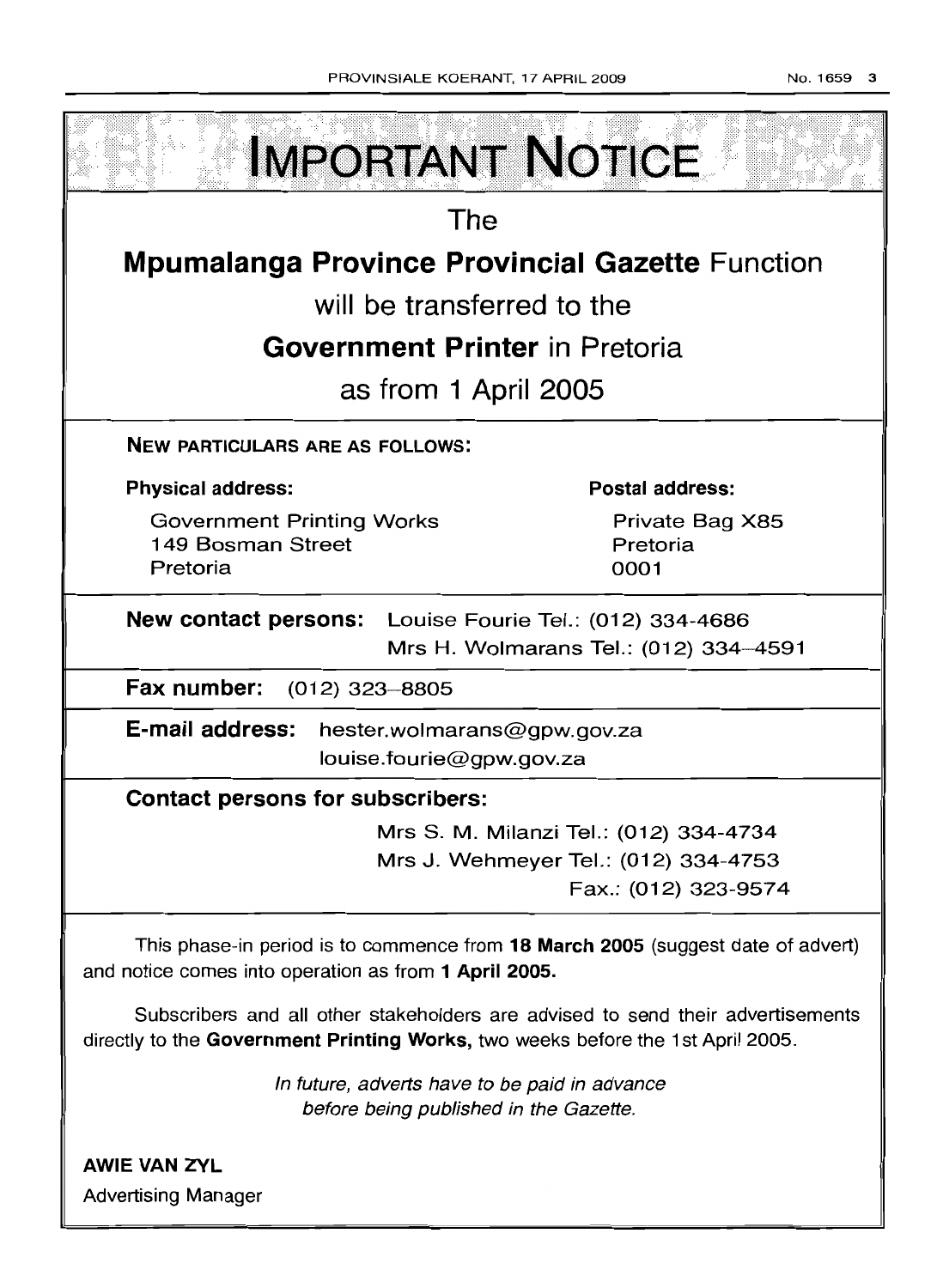# IMPORTANT NOTICE

The

## Mpumalanga Province Provincial Gazette Function

will be transferred to the

## Government Printer in Pretoria

as from 1 April 2005

**NEW PARTICULARS ARE AS FOLLOWS:**

**Physical address:**

Government Printing Works
149 Bosman Street
Pretoria

**Postal address:**

Private Bag X85
Pretoria
0001

**New contact persons:** Louise Fourie Tel.: (012) 334-4686
Mrs H. Wolmarans Tel.: (012) 334-4591

**Fax number:** (012) 323-8805

**E-mail address:** hester.wolmarans@gpw.gov.za
louise.fourie@gpw.gov.za

**Contact persons for subscribers:**

Mrs S. M. Milanzi Tel.: (012) 334-4734
Mrs J. Wehmeyer Tel.: (012) 334-4753
Fax.: (012) 323-9574

This phase-in period is to commence from **18 March 2005** (suggest date of advert) and notice comes into operation as from **1 April 2005.**

Subscribers and all other stakeholders are advised to send their advertisements directly to the **Government Printing Works,** two weeks before the 1st April 2005.

*In future, adverts have to be paid in advance before being published in the Gazette.*

**AWIE VAN ZYL**
Advertising Manager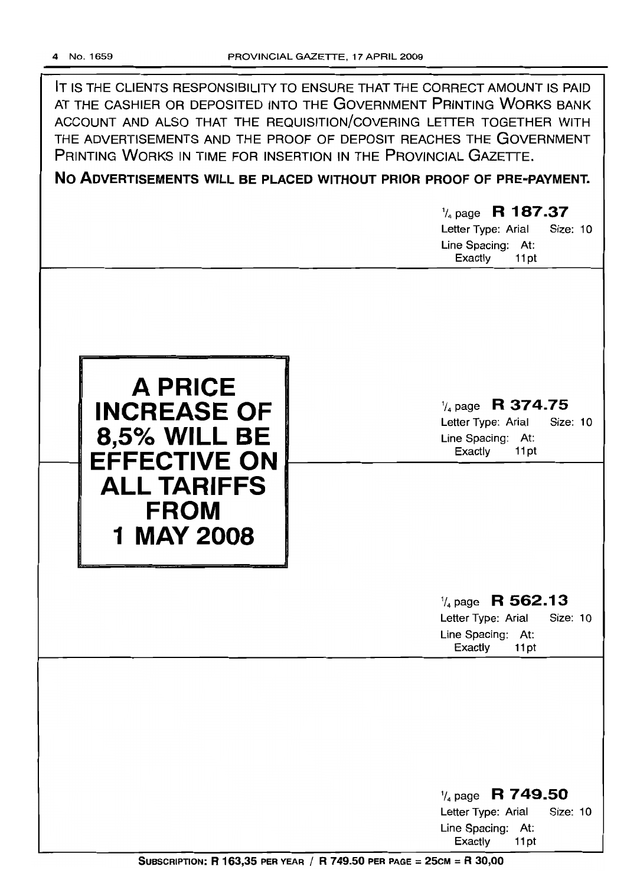IT IS THE CLIENTS RESPONSIBILITY TO ENSURE THAT THE CORRECT AMOUNT IS PAID AT THE CASHIER OR DEPOSITED INTO THE GOVERNMENT PRINTING WORKS BANK ACCOUNT AND ALSO THAT THE REQUISITION/COVERING LETTER TOGETHER WITH THE ADVERTISEMENTS AND THE PROOF OF DEPOSIT REACHES THE GOVERNMENT PRINTING WORKS IN TIME FOR INSERTION IN THE PROVINCIAL GAZETTE.

**NO ADVERTISEMENTS WILL BE PLACED WITHOUT PRIOR PROOF OF PRE-PAYMENT.**

¼ page **R 187.37**
Letter Type: Arial Size: 10
Line Spacing: At: Exactly 11pt

**A PRICE INCREASE OF 8,5% WILL BE EFFECTIVE ON ALL TARIFFS FROM 1 MAY 2008**

¼ page **R 374.75**
Letter Type: Arial Size: 10
Line Spacing: At: Exactly 11pt

¼ page **R 562.13**
Letter Type: Arial Size: 10
Line Spacing: At: Exactly 11pt

¼ page **R 749.50**
Letter Type: Arial Size: 10
Line Spacing: At: Exactly 11pt

**SUBSCRIPTION: R 163,35 PER YEAR / R 749.50 PER PAGE = 25CM = R 30,00**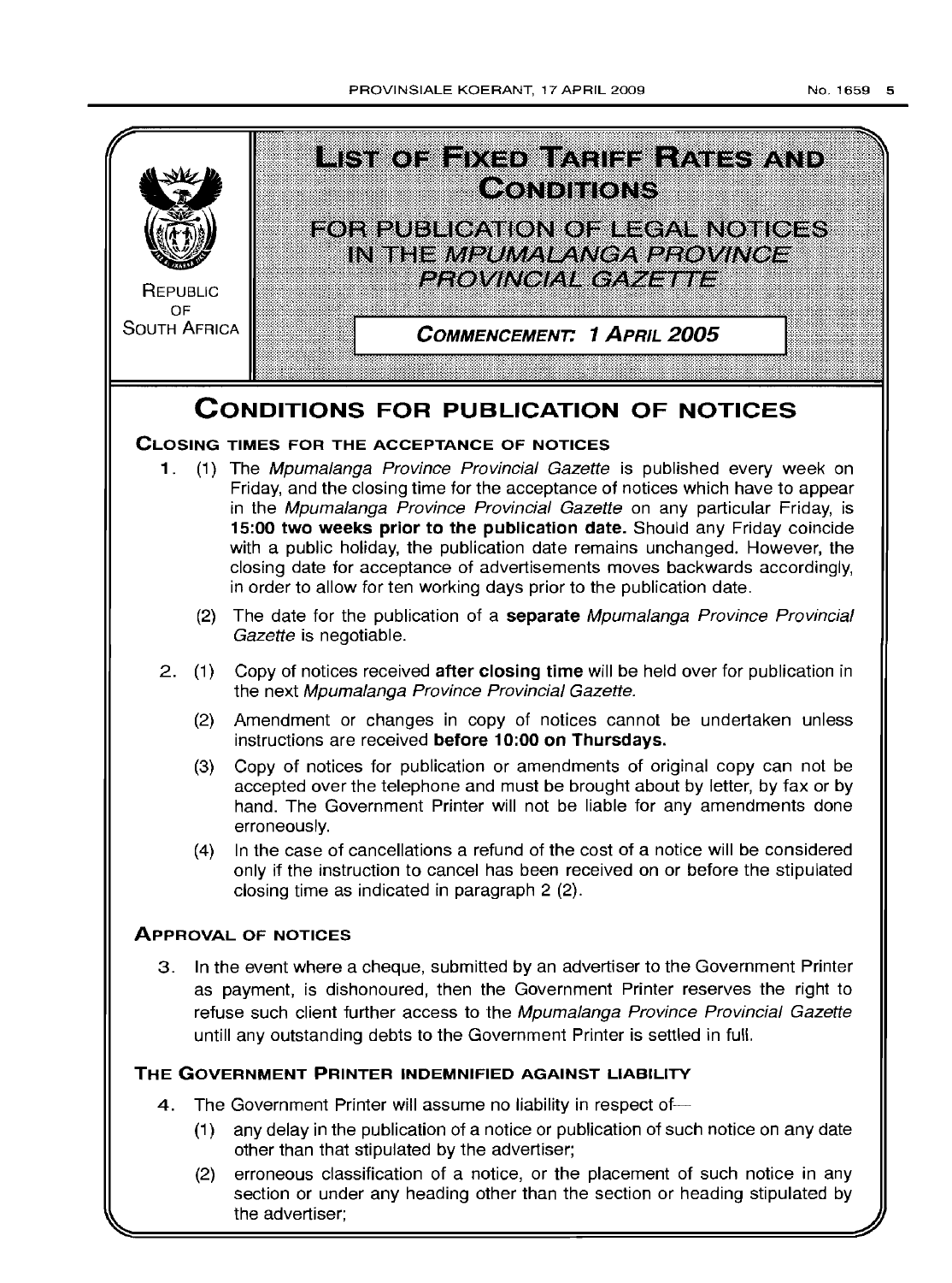REPUBLIC OF SOUTH AFRICA

# LIST OF FIXED TARIFF RATES AND CONDITIONS

## FOR PUBLICATION OF LEGAL NOTICES IN THE *MPUMALANGA PROVINCE PROVINCIAL GAZETTE*

**COMMENCEMENT: 1 APRIL 2005**

# CONDITIONS FOR PUBLICATION OF NOTICES

### CLOSING TIMES FOR THE ACCEPTANCE OF NOTICES

1. (1) The *Mpumalanga Province Provincial Gazette* is published every week on Friday, and the closing time for the acceptance of notices which have to appear in the *Mpumalanga Province Provincial Gazette* on any particular Friday, is **15:00 two weeks prior to the publication date.** Should any Friday coincide with a public holiday, the publication date remains unchanged. However, the closing date for acceptance of advertisements moves backwards accordingly, in order to allow for ten working days prior to the publication date.

   (2) The date for the publication of a **separate** *Mpumalanga Province Provincial Gazette* is negotiable.

2. (1) Copy of notices received **after closing time** will be held over for publication in the next *Mpumalanga Province Provincial Gazette.*

   (2) Amendment or changes in copy of notices cannot be undertaken unless instructions are received **before 10:00 on Thursdays.**

   (3) Copy of notices for publication or amendments of original copy can not be accepted over the telephone and must be brought about by letter, by fax or by hand. The Government Printer will not be liable for any amendments done erroneously.

   (4) In the case of cancellations a refund of the cost of a notice will be considered only if the instruction to cancel has been received on or before the stipulated closing time as indicated in paragraph 2 (2).

### APPROVAL OF NOTICES

3. In the event where a cheque, submitted by an advertiser to the Government Printer as payment, is dishonoured, then the Government Printer reserves the right to refuse such client further access to the *Mpumalanga Province Provincial Gazette* untill any outstanding debts to the Government Printer is settled in full.

### THE GOVERNMENT PRINTER INDEMNIFIED AGAINST LIABILITY

4. The Government Printer will assume no liability in respect of—

   (1) any delay in the publication of a notice or publication of such notice on any date other than that stipulated by the advertiser;

   (2) erroneous classification of a notice, or the placement of such notice in any section or under any heading other than the section or heading stipulated by the advertiser;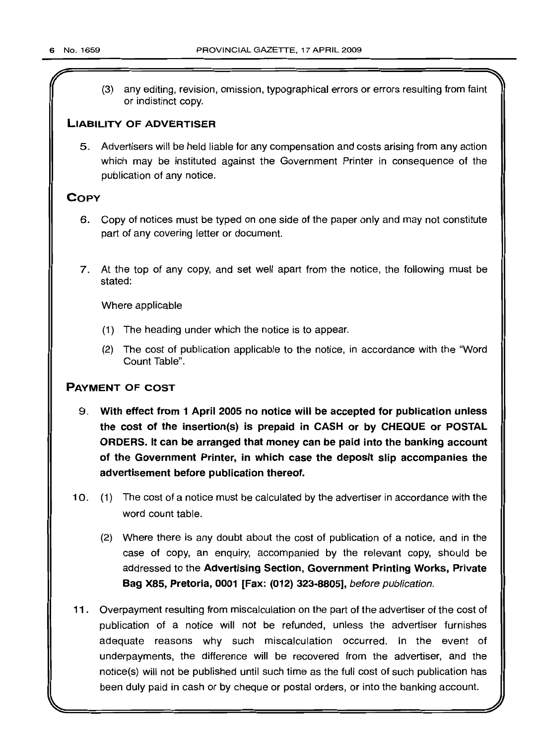(3) any editing, revision, omission, typographical errors or errors resulting from faint or indistinct copy.

## LIABILITY OF ADVERTISER

5. Advertisers will be held liable for any compensation and costs arising from any action which may be instituted against the Government Printer in consequence of the publication of any notice.

## COPY

6. Copy of notices must be typed on one side of the paper only and may not constitute part of any covering letter or document.

7. At the top of any copy, and set well apart from the notice, the following must be stated:

   Where applicable

   (1) The heading under which the notice is to appear.

   (2) The cost of publication applicable to the notice, in accordance with the "Word Count Table".

## PAYMENT OF COST

9. **With effect from 1 April 2005 no notice will be accepted for publication unless the cost of the insertion(s) is prepaid in CASH or by CHEQUE or POSTAL ORDERS. It can be arranged that money can be paid into the banking account of the Government Printer, in which case the deposit slip accompanies the advertisement before publication thereof.**

10. (1) The cost of a notice must be calculated by the advertiser in accordance with the word count table.

    (2) Where there is any doubt about the cost of publication of a notice, and in the case of copy, an enquiry, accompanied by the relevant copy, should be addressed to the **Advertising Section, Government Printing Works, Private Bag X85, Pretoria, 0001 [Fax: (012) 323-8805],** *before publication.*

11. Overpayment resulting from miscalculation on the part of the advertiser of the cost of publication of a notice will not be refunded, unless the advertiser furnishes adequate reasons why such miscalculation occurred. In the event of underpayments, the difference will be recovered from the advertiser, and the notice(s) will not be published until such time as the full cost of such publication has been duly paid in cash or by cheque or postal orders, or into the banking account.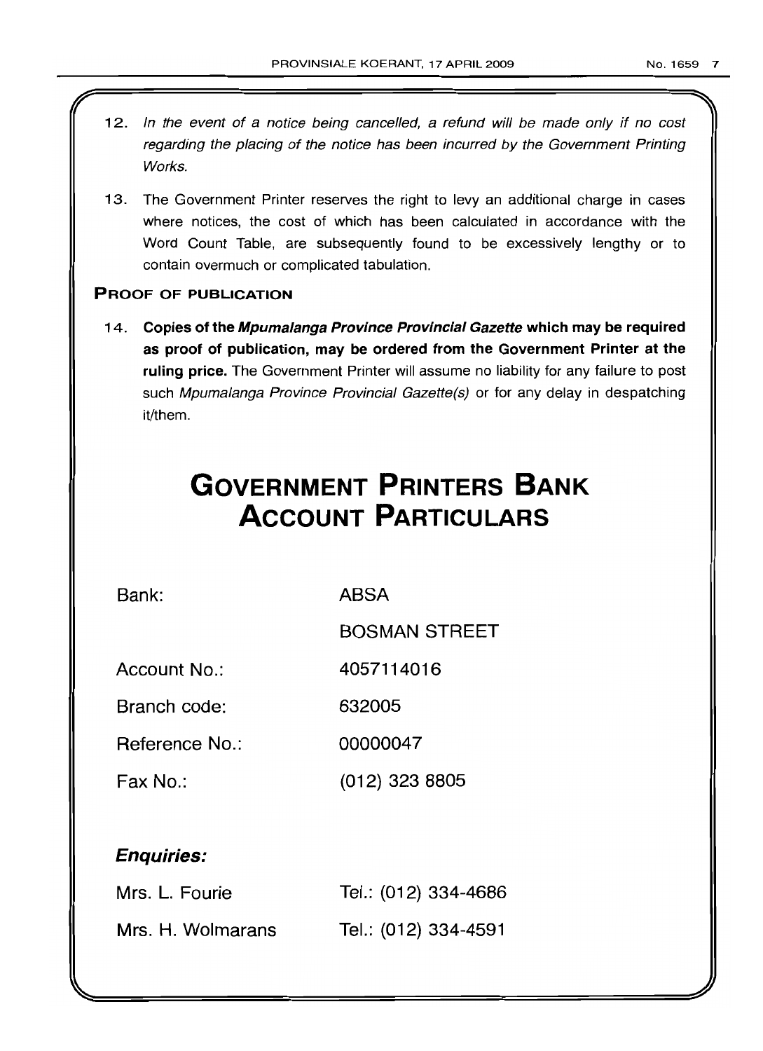12. *In the event of a notice being cancelled, a refund will be made only if no cost regarding the placing of the notice has been incurred by the Government Printing Works.*

13. The Government Printer reserves the right to levy an additional charge in cases where notices, the cost of which has been calculated in accordance with the Word Count Table, are subsequently found to be excessively lengthy or to contain overmuch or complicated tabulation.

**PROOF OF PUBLICATION**

14. **Copies of the *Mpumalanga Province Provincial Gazette* which may be required as proof of publication, may be ordered from the Government Printer at the ruling price.** The Government Printer will assume no liability for any failure to post such *Mpumalanga Province Provincial Gazette(s)* or for any delay in despatching it/them.

# GOVERNMENT PRINTERS BANK ACCOUNT PARTICULARS

| | |
|---|---|
| Bank: | ABSA |
| | BOSMAN STREET |
| Account No.: | 4057114016 |
| Branch code: | 632005 |
| Reference No.: | 00000047 |
| Fax No.: | (012) 323 8805 |

***Enquiries:***

| | |
|---|---|
| Mrs. L. Fourie | Tel.: (012) 334-4686 |
| Mrs. H. Wolmarans | Tel.: (012) 334-4591 |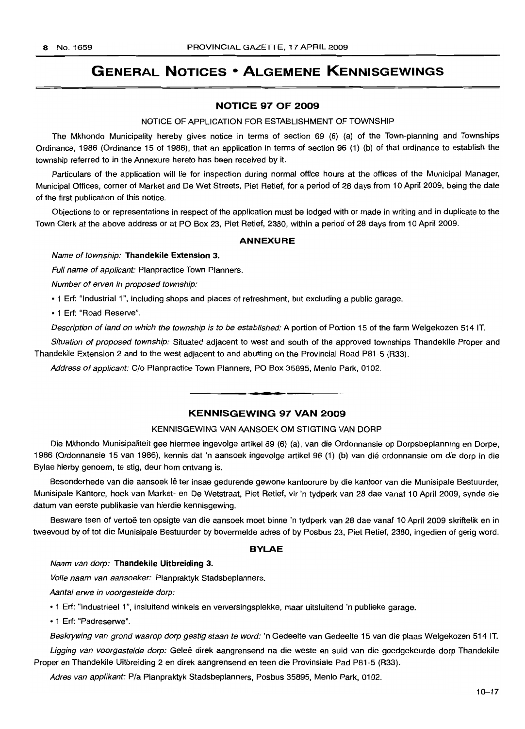# GENERAL NOTICES • ALGEMENE KENNISGEWINGS

## NOTICE 97 OF 2009

NOTICE OF APPLICATION FOR ESTABLISHMENT OF TOWNSHIP

The Mkhondo Municipality hereby gives notice in terms of section 69 (6) (a) of the Town-planning and Townships Ordinance, 1986 (Ordinance 15 of 1986), that an application in terms of section 96 (1) (b) of that ordinance to establish the township referred to in the Annexure hereto has been received by it.

Particulars of the application will lie for inspection during normal office hours at the offices of the Municipal Manager, Municipal Offices, corner of Market and De Wet Streets, Piet Retief, for a period of 28 days from 10 April 2009, being the date of the first publication of this notice.

Objections to or representations in respect of the application must be lodged with or made in writing and in duplicate to the Town Clerk at the above address or at PO Box 23, Piet Retief, 2380, within a period of 28 days from 10 April 2009.

### ANNEXURE

*Name of township:* **Thandekile Extension 3.**

*Full name of applicant:* Planpractice Town Planners.

*Number of erven in proposed township:*

- 1 Erf: "Industrial 1", including shops and places of refreshment, but excluding a public garage.
- 1 Erf: "Road Reserve".

*Description of land on which the township is to be established:* A portion of Portion 15 of the farm Welgekozen 514 IT.

*Situation of proposed township:* Situated adjacent to west and south of the approved townships Thandekile Proper and Thandekile Extension 2 and to the west adjacent to and abutting on the Provincial Road P81-5 (R33).

*Address of applicant:* C/o Planpractice Town Planners, PO Box 35895, Menlo Park, 0102.

---

## KENNISGEWING 97 VAN 2009

KENNISGEWING VAN AANSOEK OM STIGTING VAN DORP

Die Mkhondo Munisipaliteit gee hiermee ingevolge artikel 69 (6) (a), van die Ordonnansie op Dorpsbeplanning en Dorpe, 1986 (Ordonnansie 15 van 1986), kennis dat 'n aansoek ingevolge artikel 96 (1) (b) van dié ordonnansie om die dorp in die Bylae hierby genoem, te stig, deur hom ontvang is.

Besonderhede van die aansoek lê ter insae gedurende gewone kantoorure by die kantoor van die Munisipale Bestuurder, Munisipale Kantore, hoek van Market- en De Wetstraat, Piet Retief, vir 'n tydperk van 28 dae vanaf 10 April 2009, synde die datum van eerste publikasie van hierdie kennisgewing.

Besware teen of vertoë ten opsigte van die aansoek moet binne 'n tydperk van 28 dae vanaf 10 April 2009 skriftelik en in tweevoud by of tot die Munisipale Bestuurder by bovermelde adres of by Posbus 23, Piet Retief, 2380, ingedien of gerig word.

### BYLAE

*Naam van dorp:* **Thandekile Uitbreiding 3.**

*Volle naam van aansoeker:* Planpraktyk Stadsbeplanners.

*Aantal erwe in voorgestelde dorp:*

- 1 Erf: "Industrieel 1", insluitend winkels en verversingsplekke, maar uitsluitend 'n publieke garage.
- 1 Erf: "Padreserwe".

*Beskrywing van grond waarop dorp gestig staan te word:* 'n Gedeelte van Gedeelte 15 van die plaas Welgekozen 514 IT.

*Ligging van voorgestelde dorp:* Geleë direk aangrensend na die weste en suid van die goedgekeurde dorp Thandekile Proper en Thandekile Uitbreiding 2 en direk aangrensend en teen die Provinsiale Pad P81-5 (R33).

*Adres van applikant:* P/a Planpraktyk Stadsbeplanners, Posbus 35895, Menlo Park, 0102.

10–17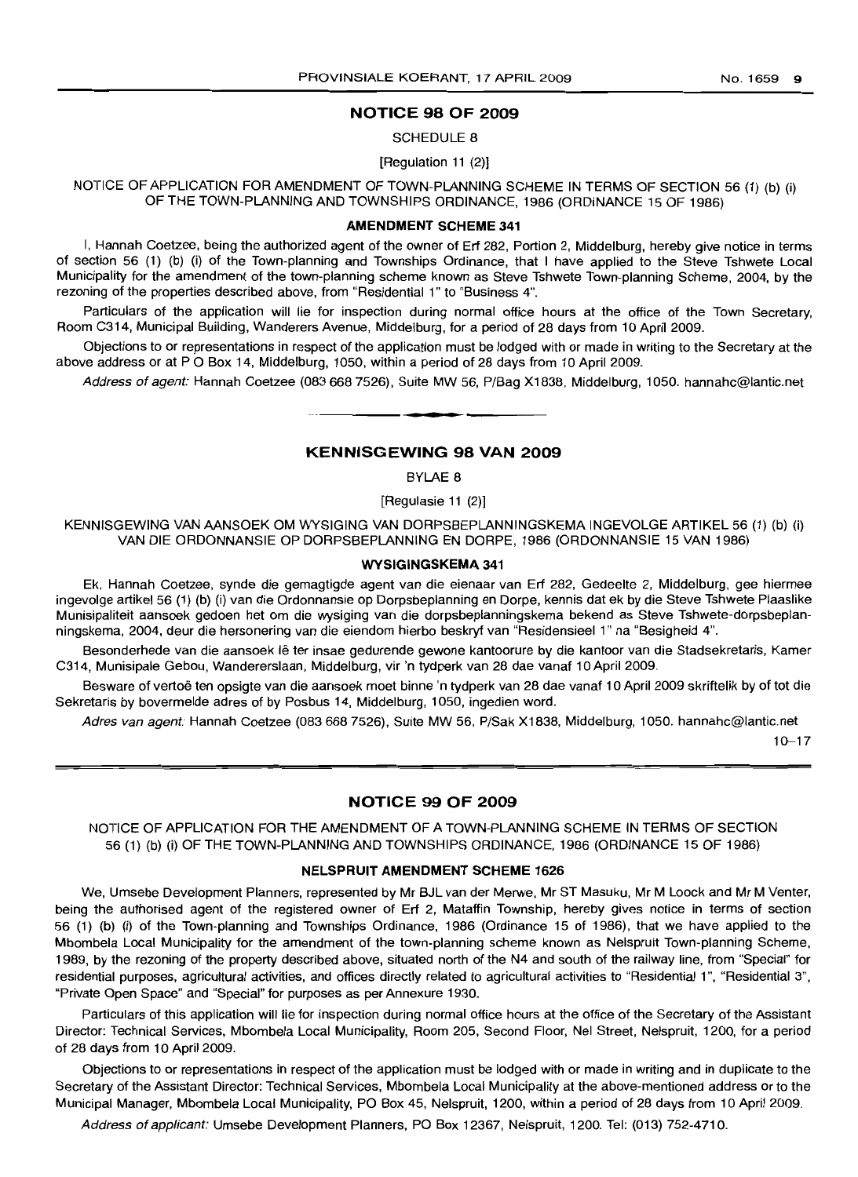## NOTICE 98 OF 2009

SCHEDULE 8

[Regulation 11 (2)]

NOTICE OF APPLICATION FOR AMENDMENT OF TOWN-PLANNING SCHEME IN TERMS OF SECTION 56 (1) (b) (i) OF THE TOWN-PLANNING AND TOWNSHIPS ORDINANCE, 1986 (ORDINANCE 15 OF 1986)

### AMENDMENT SCHEME 341

I, Hannah Coetzee, being the authorized agent of the owner of Erf 282, Portion 2, Middelburg, hereby give notice in terms of section 56 (1) (b) (i) of the Town-planning and Townships Ordinance, that I have applied to the Steve Tshwete Local Municipality for the amendment of the town-planning scheme known as Steve Tshwete Town-planning Scheme, 2004, by the rezoning of the properties described above, from "Residential 1" to "Business 4".

Particulars of the application will lie for inspection during normal office hours at the office of the Town Secretary, Room C314, Municipal Building, Wanderers Avenue, Middelburg, for a period of 28 days from 10 April 2009.

Objections to or representations in respect of the application must be lodged with or made in writing to the Secretary at the above address or at P O Box 14, Middelburg, 1050, within a period of 28 days from 10 April 2009.

*Address of agent:* Hannah Coetzee (083 668 7526), Suite MW 56, P/Bag X1838, Middelburg, 1050. hannahc@lantic.net

---

## KENNISGEWING 98 VAN 2009

BYLAE 8

[Regulasie 11 (2)]

KENNISGEWING VAN AANSOEK OM WYSIGING VAN DORPSBEPLANNINGSKEMA INGEVOLGE ARTIKEL 56 (1) (b) (i) VAN DIE ORDONNANSIE OP DORPSBEPLANNING EN DORPE, 1986 (ORDONNANSIE 15 VAN 1986)

### WYSIGINGSKEMA 341

Ek, Hannah Coetzee, synde die gemagtigde agent van die eienaar van Erf 282, Gedeelte 2, Middelburg, gee hiermee ingevolge artikel 56 (1) (b) (i) van die Ordonnansie op Dorpsbeplanning en Dorpe, kennis dat ek by die Steve Tshwete Plaaslike Munisipaliteit aansoek gedoen het om die wysiging van die dorpsbeplanningskema bekend as Steve Tshwete-dorpsbeplanningskema, 2004, deur die hersonering van die eiendom hierbo beskryf van "Residensieel 1" na "Besigheid 4".

Besonderhede van die aansoek lê ter insae gedurende gewone kantoorure by die kantoor van die Stadsekretaris, Kamer C314, Munisipale Gebou, Wandererslaan, Middelburg, vir 'n tydperk van 28 dae vanaf 10 April 2009.

Besware of vertoë ten opsigte van die aansoek moet binne 'n tydperk van 28 dae vanaf 10 April 2009 skriftelik by of tot die Sekretaris by bovermelde adres of by Posbus 14, Middelburg, 1050, ingedien word.

*Adres van agent:* Hannah Coetzee (083 668 7526), Suite MW 56, P/Sak X1838, Middelburg, 1050. hannahc@lantic.net

10–17

---

## NOTICE 99 OF 2009

NOTICE OF APPLICATION FOR THE AMENDMENT OF A TOWN-PLANNING SCHEME IN TERMS OF SECTION 56 (1) (b) (i) OF THE TOWN-PLANNING AND TOWNSHIPS ORDINANCE, 1986 (ORDINANCE 15 OF 1986)

### NELSPRUIT AMENDMENT SCHEME 1626

We, Umsebe Development Planners, represented by Mr BJL van der Merwe, Mr ST Masuku, Mr M Loock and Mr M Venter, being the authorised agent of the registered owner of Erf 2, Mataffin Township, hereby gives notice in terms of section 56 (1) (b) (i) of the Town-planning and Townships Ordinance, 1986 (Ordinance 15 of 1986), that we have applied to the Mbombela Local Municipality for the amendment of the town-planning scheme known as Nelspruit Town-planning Scheme, 1989, by the rezoning of the property described above, situated north of the N4 and south of the railway line, from "Special" for residential purposes, agricultural activities, and offices directly related to agricultural activities to "Residential 1", "Residential 3", "Private Open Space" and "Special" for purposes as per Annexure 1930.

Particulars of this application will lie for inspection during normal office hours at the office of the Secretary of the Assistant Director: Technical Services, Mbombela Local Municipality, Room 205, Second Floor, Nel Street, Nelspruit, 1200, for a period of 28 days from 10 April 2009.

Objections to or representations in respect of the application must be lodged with or made in writing and in duplicate to the Secretary of the Assistant Director: Technical Services, Mbombela Local Municipality at the above-mentioned address or to the Municipal Manager, Mbombela Local Municipality, PO Box 45, Nelspruit, 1200, within a period of 28 days from 10 April 2009.

*Address of applicant:* Umsebe Development Planners, PO Box 12367, Nelspruit, 1200. Tel: (013) 752-4710.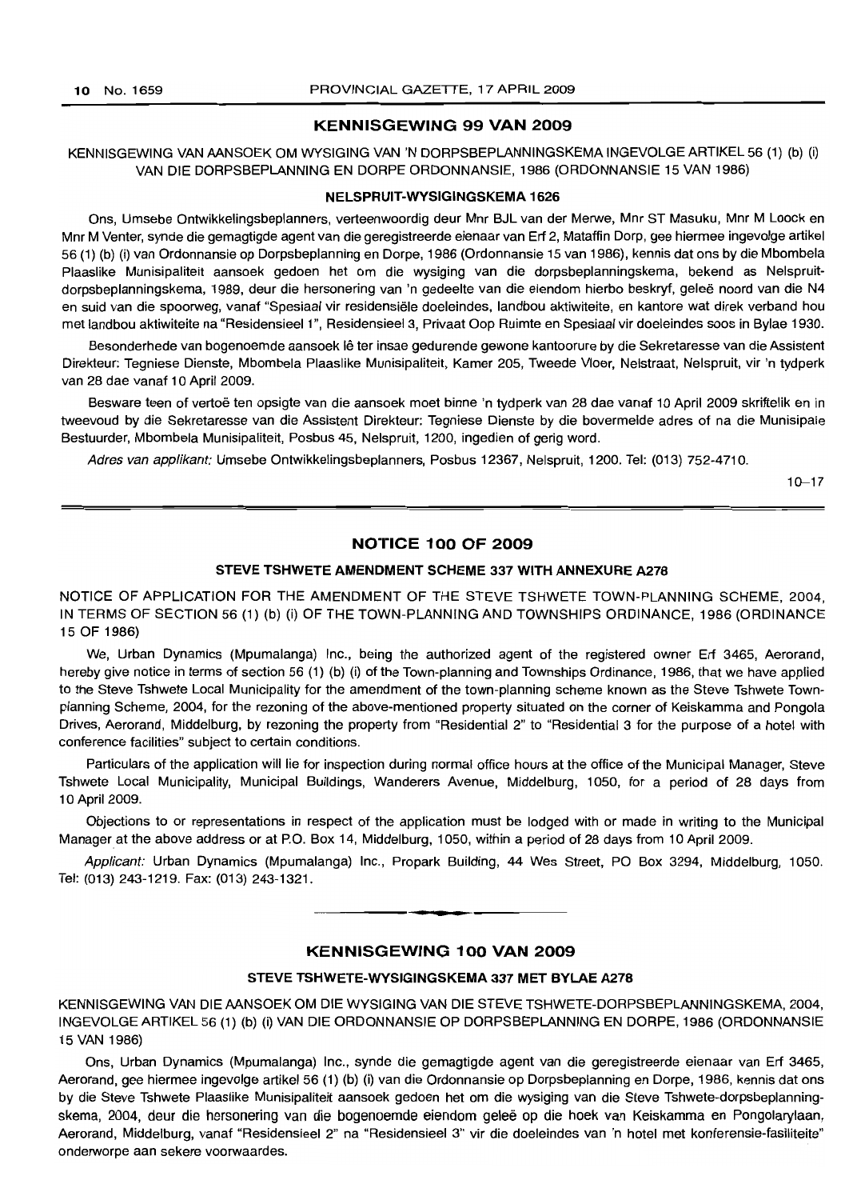## KENNISGEWING 99 VAN 2009

KENNISGEWING VAN AANSOEK OM WYSIGING VAN 'N DORPSBEPLANNINGSKEMA INGEVOLGE ARTIKEL 56 (1) (b) (i) VAN DIE DORPSBEPLANNING EN DORPE ORDONNANSIE, 1986 (ORDONNANSIE 15 VAN 1986)

### NELSPRUIT-WYSIGINGSKEMA 1626

Ons, Umsebe Ontwikkelingsbeplanners, verteenwoordig deur Mnr BJL van der Merwe, Mnr ST Masuku, Mnr M Loock en Mnr M Venter, synde die gemagtigde agent van die geregistreerde eienaar van Erf 2, Mataffin Dorp, gee hiermee ingevolge artikel 56 (1) (b) (i) van Ordonnansie op Dorpsbeplanning en Dorpe, 1986 (Ordonnansie 15 van 1986), kennis dat ons by die Mbombela Plaaslike Munisipaliteit aansoek gedoen het om die wysiging van die dorpsbeplanningskema, bekend as Nelspruit-dorpsbeplanningskema, 1989, deur die hersonering van 'n gedeelte van die eiendom hierbo beskryf, geleë noord van die N4 en suid van die spoorweg, vanaf "Spesiaal vir residensiële doeleindes, landbou aktiwiteite, en kantore wat direk verband hou met landbou aktiwiteite na "Residensieel 1", Residensieel 3, Privaat Oop Ruimte en Spesiaal vir doeleindes soos in Bylae 1930.

Besonderhede van bogenoemde aansoek lê ter insae gedurende gewone kantoorure by die Sekretaresse van die Assistent Direkteur: Tegniese Dienste, Mbombela Plaaslike Munisipaliteit, Kamer 205, Tweede Vloer, Nelstraat, Nelspruit, vir 'n tydperk van 28 dae vanaf 10 April 2009.

Besware teen of vertoë ten opsigte van die aansoek moet binne 'n tydperk van 28 dae vanaf 10 April 2009 skriftelik en in tweevoud by die Sekretaresse van die Assistent Direkteur: Tegniese Dienste by die bovermelde adres of na die Munisipale Bestuurder, Mbombela Munisipaliteit, Posbus 45, Nelspruit, 1200, ingedien of gerig word.

*Adres van applikant:* Umsebe Ontwikkelingsbeplanners, Posbus 12367, Nelspruit, 1200. Tel: (013) 752-4710.

10–17

---

## NOTICE 100 OF 2009

### STEVE TSHWETE AMENDMENT SCHEME 337 WITH ANNEXURE A278

NOTICE OF APPLICATION FOR THE AMENDMENT OF THE STEVE TSHWETE TOWN-PLANNING SCHEME, 2004, IN TERMS OF SECTION 56 (1) (b) (i) OF THE TOWN-PLANNING AND TOWNSHIPS ORDINANCE, 1986 (ORDINANCE 15 OF 1986)

We, Urban Dynamics (Mpumalanga) Inc., being the authorized agent of the registered owner Erf 3465, Aerorand, hereby give notice in terms of section 56 (1) (b) (i) of the Town-planning and Townships Ordinance, 1986, that we have applied to the Steve Tshwete Local Municipality for the amendment of the town-planning scheme known as the Steve Tshwete Town-planning Scheme, 2004, for the rezoning of the above-mentioned property situated on the corner of Keiskamma and Pongola Drives, Aerorand, Middelburg, by rezoning the property from "Residential 2" to "Residential 3 for the purpose of a hotel with conference facilities" subject to certain conditions.

Particulars of the application will lie for inspection during normal office hours at the office of the Municipal Manager, Steve Tshwete Local Municipality, Municipal Buildings, Wanderers Avenue, Middelburg, 1050, for a period of 28 days from 10 April 2009.

Objections to or representations in respect of the application must be lodged with or made in writing to the Municipal Manager at the above address or at P.O. Box 14, Middelburg, 1050, within a period of 28 days from 10 April 2009.

*Applicant:* Urban Dynamics (Mpumalanga) Inc., Propark Building, 44 Wes Street, PO Box 3294, Middelburg, 1050. Tel: (013) 243-1219. Fax: (013) 243-1321.

---

## KENNISGEWING 100 VAN 2009

### STEVE TSHWETE-WYSIGINGSKEMA 337 MET BYLAE A278

KENNISGEWING VAN DIE AANSOEK OM DIE WYSIGING VAN DIE STEVE TSHWETE-DORPSBEPLANNINGSKEMA, 2004, INGEVOLGE ARTIKEL 56 (1) (b) (i) VAN DIE ORDONNANSIE OP DORPSBEPLANNING EN DORPE, 1986 (ORDONNANSIE 15 VAN 1986)

Ons, Urban Dynamics (Mpumalanga) Inc., synde die gemagtigde agent van die geregistreerde eienaar van Erf 3465, Aerorand, gee hiermee ingevolge artikel 56 (1) (b) (i) van die Ordonnansie op Dorpsbeplanning en Dorpe, 1986, kennis dat ons by die Steve Tshwete Plaaslike Munisipaliteit aansoek gedoen het om die wysiging van die Steve Tshwete-dorpsbeplanningskema, 2004, deur die hersonering van die bogenoemde eiendom geleë op die hoek van Keiskamma en Pongolarylaan, Aerorand, Middelburg, vanaf "Residensieel 2" na "Residensieel 3" vir die doeleindes van 'n hotel met konferensie-fasiliteite" onderworpe aan sekere voorwaardes.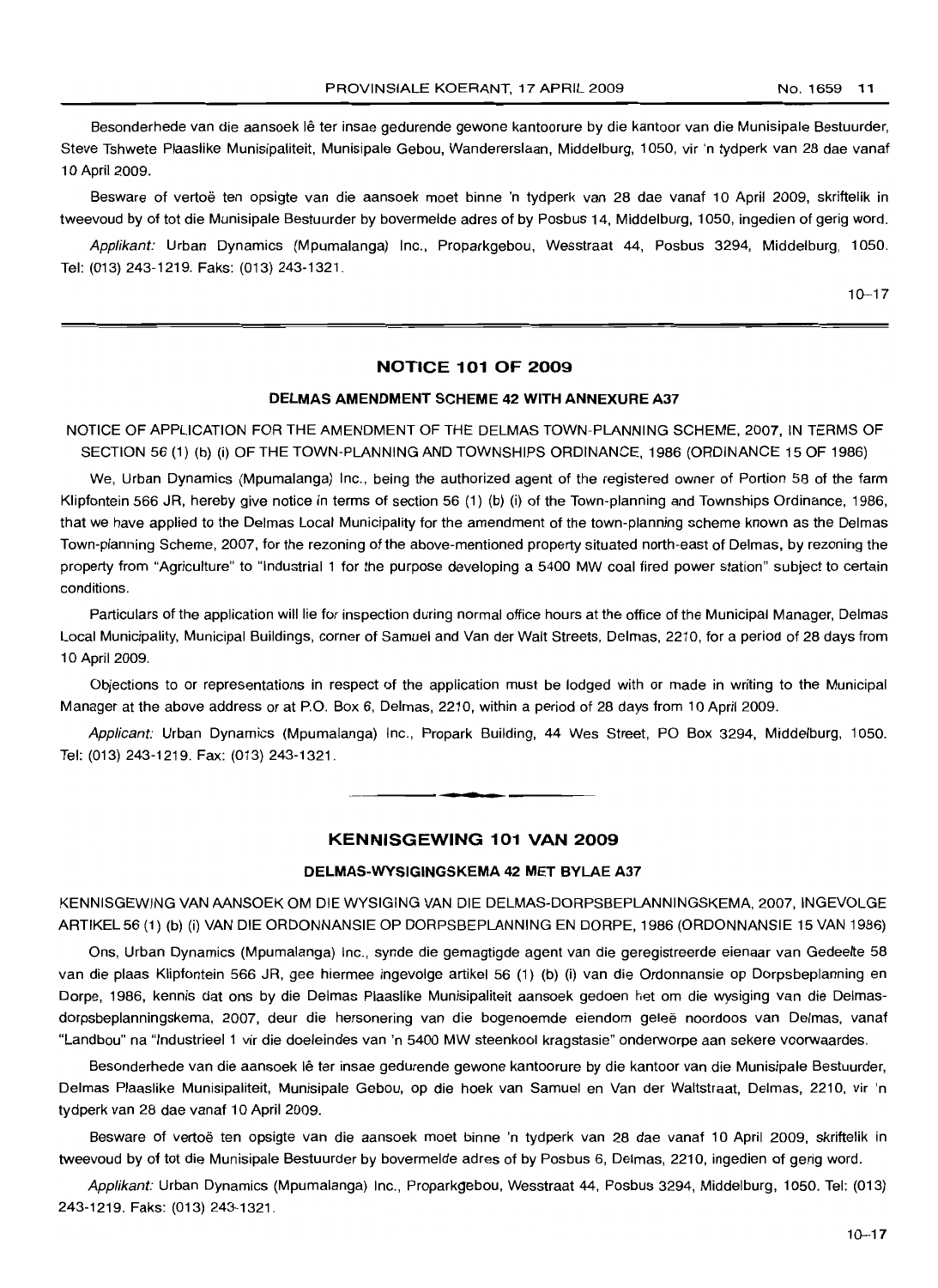Besonderhede van die aansoek lê ter insae gedurende gewone kantoorure by die kantoor van die Munisipale Bestuurder, Steve Tshwete Plaaslike Munisipaliteit, Munisipale Gebou, Wandererslaan, Middelburg, 1050, vir 'n tydperk van 28 dae vanaf 10 April 2009.

Besware of vertoë ten opsigte van die aansoek moet binne 'n tydperk van 28 dae vanaf 10 April 2009, skriftelik in tweevoud by of tot die Munisipale Bestuurder by bovermelde adres of by Posbus 14, Middelburg, 1050, ingedien of gerig word.

*Applikant:* Urban Dynamics (Mpumalanga) Inc., Proparkgebou, Wesstraat 44, Posbus 3294, Middelburg, 1050. Tel: (013) 243-1219. Faks: (013) 243-1321.

10–17

## NOTICE 101 OF 2009

### DELMAS AMENDMENT SCHEME 42 WITH ANNEXURE A37

NOTICE OF APPLICATION FOR THE AMENDMENT OF THE DELMAS TOWN-PLANNING SCHEME, 2007, IN TERMS OF SECTION 56 (1) (b) (i) OF THE TOWN-PLANNING AND TOWNSHIPS ORDINANCE, 1986 (ORDINANCE 15 OF 1986)

We, Urban Dynamics (Mpumalanga) Inc., being the authorized agent of the registered owner of Portion 58 of the farm Klipfontein 566 JR, hereby give notice in terms of section 56 (1) (b) (i) of the Town-planning and Townships Ordinance, 1986, that we have applied to the Delmas Local Municipality for the amendment of the town-planning scheme known as the Delmas Town-planning Scheme, 2007, for the rezoning of the above-mentioned property situated north-east of Delmas, by rezoning the property from "Agriculture" to "Industrial 1 for the purpose developing a 5400 MW coal fired power station" subject to certain conditions.

Particulars of the application will lie for inspection during normal office hours at the office of the Municipal Manager, Delmas Local Municipality, Municipal Buildings, corner of Samuel and Van der Walt Streets, Delmas, 2210, for a period of 28 days from 10 April 2009.

Objections to or representations in respect of the application must be lodged with or made in writing to the Municipal Manager at the above address or at P.O. Box 6, Delmas, 2210, within a period of 28 days from 10 April 2009.

*Applicant:* Urban Dynamics (Mpumalanga) Inc., Propark Building, 44 Wes Street, PO Box 3294, Middelburg, 1050. Tel: (013) 243-1219. Fax: (013) 243-1321.

## KENNISGEWING 101 VAN 2009

### DELMAS-WYSIGINGSKEMA 42 MET BYLAE A37

KENNISGEWING VAN AANSOEK OM DIE WYSIGING VAN DIE DELMAS-DORPSBEPLANNINGSKEMA, 2007, INGEVOLGE ARTIKEL 56 (1) (b) (i) VAN DIE ORDONNANSIE OP DORPSBEPLANNING EN DORPE, 1986 (ORDONNANSIE 15 VAN 1986)

Ons, Urban Dynamics (Mpumalanga) Inc., synde die gemagtigde agent van die geregistreerde eienaar van Gedeelte 58 van die plaas Klipfontein 566 JR, gee hiermee ingevolge artikel 56 (1) (b) (i) van die Ordonnansie op Dorpsbeplanning en Dorpe, 1986, kennis dat ons by die Delmas Plaaslike Munisipaliteit aansoek gedoen het om die wysiging van die Delmas-dorpsbeplanningskema, 2007, deur die hersonering van die bogenoemde eiendom geleë noordoos van Delmas, vanaf "Landbou" na "Industrieel 1 vir die doeleindes van 'n 5400 MW steenkool kragstasie" onderworpe aan sekere voorwaardes.

Besonderhede van die aansoek lê ter insae gedurende gewone kantoorure by die kantoor van die Munisipale Bestuurder, Delmas Plaaslike Munisipaliteit, Munisipale Gebou, op die hoek van Samuel en Van der Waltstraat, Delmas, 2210, vir 'n tydperk van 28 dae vanaf 10 April 2009.

Besware of vertoë ten opsigte van die aansoek moet binne 'n tydperk van 28 dae vanaf 10 April 2009, skriftelik in tweevoud by of tot die Munisipale Bestuurder by bovermelde adres of by Posbus 6, Delmas, 2210, ingedien of gerig word.

*Applikant:* Urban Dynamics (Mpumalanga) Inc., Proparkgebou, Wesstraat 44, Posbus 3294, Middelburg, 1050. Tel: (013) 243-1219. Faks: (013) 243-1321.

10–17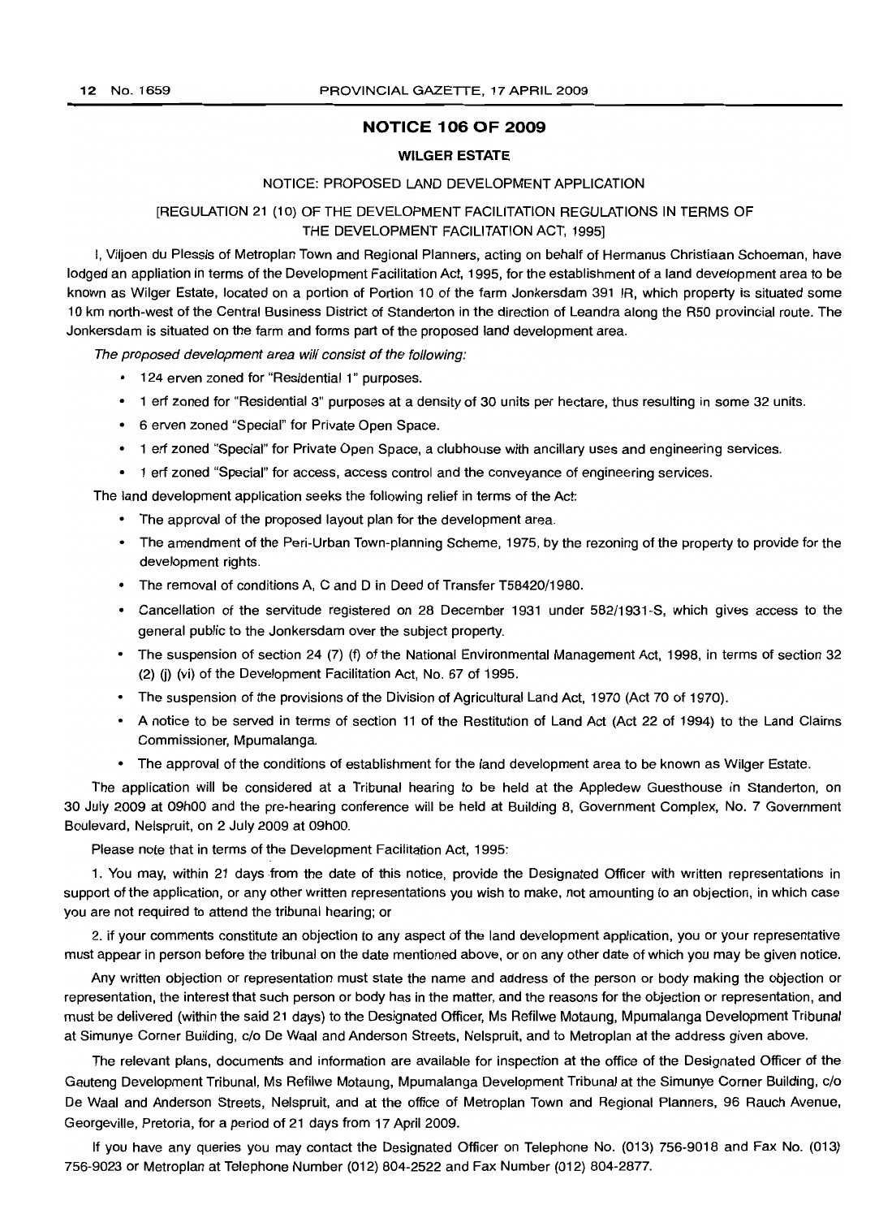## NOTICE 106 OF 2009

### WILGER ESTATE

NOTICE: PROPOSED LAND DEVELOPMENT APPLICATION

[REGULATION 21 (10) OF THE DEVELOPMENT FACILITATION REGULATIONS IN TERMS OF THE DEVELOPMENT FACILITATION ACT, 1995]

I, Viljoen du Plessis of Metroplan Town and Regional Planners, acting on behalf of Hermanus Christiaan Schoeman, have lodged an appliation in terms of the Development Facilitation Act, 1995, for the establishment of a land development area to be known as Wilger Estate, located on a portion of Portion 10 of the farm Jonkersdam 391 IR, which property is situated some 10 km north-west of the Central Business District of Standerton in the direction of Leandra along the R50 provincial route. The Jonkersdam is situated on the farm and forms part of the proposed land development area.

*The proposed development area will consist of the following:*

- 124 erven zoned for "Residential 1" purposes.
- 1 erf zoned for "Residential 3" purposes at a density of 30 units per hectare, thus resulting in some 32 units.
- 6 erven zoned "Special" for Private Open Space.
- 1 erf zoned "Special" for Private Open Space, a clubhouse with ancillary uses and engineering services.
- 1 erf zoned "Special" for access, access control and the conveyance of engineering services.

The land development application seeks the following relief in terms of the Act:

- The approval of the proposed layout plan for the development area.
- The amendment of the Peri-Urban Town-planning Scheme, 1975, by the rezoning of the property to provide for the development rights.
- The removal of conditions A, C and D in Deed of Transfer T58420/1980.
- Cancellation of the servitude registered on 28 December 1931 under 582/1931-S, which gives access to the general public to the Jonkersdam over the subject property.
- The suspension of section 24 (7) (f) of the National Environmental Management Act, 1998, in terms of section 32 (2) (j) (vi) of the Development Facilitation Act, No. 67 of 1995.
- The suspension of the provisions of the Division of Agricultural Land Act, 1970 (Act 70 of 1970).
- A notice to be served in terms of section 11 of the Restitution of Land Act (Act 22 of 1994) to the Land Claims Commissioner, Mpumalanga.
- The approval of the conditions of establishment for the land development area to be known as Wilger Estate.

The application will be considered at a Tribunal hearing to be held at the Appledew Guesthouse in Standerton, on 30 July 2009 at 09h00 and the pre-hearing conference will be held at Building 8, Government Complex, No. 7 Government Boulevard, Nelspruit, on 2 July 2009 at 09h00.

Please note that in terms of the Development Facilitation Act, 1995:

1. You may, within 21 days from the date of this notice, provide the Designated Officer with written representations in support of the application, or any other written representations you wish to make, not amounting to an objection, in which case you are not required to attend the tribunal hearing; or

2. if your comments constitute an objection to any aspect of the land development application, you or your representative must appear in person before the tribunal on the date mentioned above, or on any other date of which you may be given notice.

Any written objection or representation must state the name and address of the person or body making the objection or representation, the interest that such person or body has in the matter, and the reasons for the objection or representation, and must be delivered (within the said 21 days) to the Designated Officer, Ms Refilwe Motaung, Mpumalanga Development Tribunal at Simunye Corner Building, c/o De Waal and Anderson Streets, Nelspruit, and to Metroplan at the address given above.

The relevant plans, documents and information are available for inspection at the office of the Designated Officer of the Gauteng Development Tribunal, Ms Refilwe Motaung, Mpumalanga Development Tribunal at the Simunye Corner Building, c/o De Waal and Anderson Streets, Nelspruit, and at the office of Metroplan Town and Regional Planners, 96 Rauch Avenue, Georgeville, Pretoria, for a period of 21 days from 17 April 2009.

If you have any queries you may contact the Designated Officer on Telephone No. (013) 756-9018 and Fax No. (013) 756-9023 or Metroplan at Telephone Number (012) 804-2522 and Fax Number (012) 804-2877.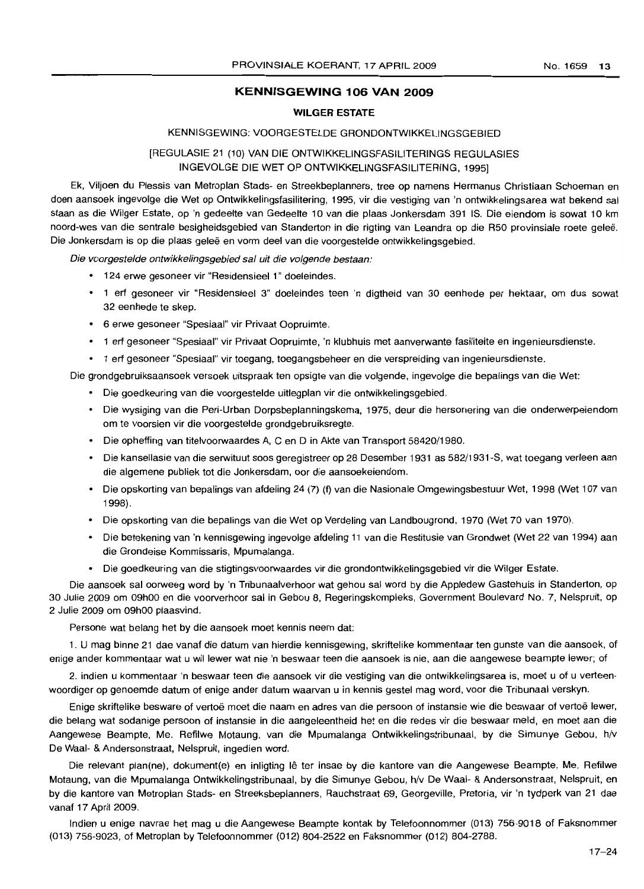## KENNISGEWING 106 VAN 2009

### WILGER ESTATE

KENNISGEWING: VOORGESTELDE GRONDONTWIKKELINGSGEBIED

[REGULASIE 21 (10) VAN DIE ONTWIKKELINGSFASILITERINGS REGULASIES INGEVOLGE DIE WET OP ONTWIKKELINGSFASILITERING, 1995]

Ek, Viljoen du Plessis van Metroplan Stads- en Streekbeplanners, tree op namens Hermanus Christiaan Schoeman en doen aansoek ingevolge die Wet op Ontwikkelingsfasilitering, 1995, vir die vestiging van 'n ontwikkelingsarea wat bekend sal staan as die Wilger Estate, op 'n gedeelte van Gedeelte 10 van die plaas Jonkersdam 391 IS. Die eiendom is sowat 10 km noord-wes van die sentrale besigheidsgebied van Standerton in die rigting van Leandra op die R50 provinsiale roete geleë. Die Jonkersdam is op die plaas geleë en vorm deel van die voorgestelde ontwikkelingsgebied.

*Die voorgestelde ontwikkelingsgebied sal uit die volgende bestaan:*

- 124 erwe gesoneer vir "Residensieel 1" doeleindes.
- 1 erf gesoneer vir "Residensieel 3" doeleindes teen 'n digtheid van 30 eenhede per hektaar, om dus sowat 32 eenhede te skep.
- 6 erwe gesoneer "Spesiaal" vir Privaat Oopruimte.
- 1 erf gesoneer "Spesiaal" vir Privaat Oopruimte, 'n klubhuis met aanverwante fasiliteite en ingenieursdienste.
- 1 erf gesoneer "Spesiaal" vir toegang, toegangsbeheer en die verspreiding van ingenieursdienste.

Die grondgebruiksaansoek versoek uitspraak ten opsigte van die volgende, ingevolge die bepalings van die Wet:

- Die goedkeuring van die voorgestelde uitlegplan vir die ontwikkelingsgebied.
- Die wysiging van die Peri-Urban Dorpsbeplanningskema, 1975, deur die hersonering van die onderwerpeiendom om te voorsien vir die voorgestelde grondgebruiksregte.
- Die opheffing van titelvoorwaardes A, C en D in Akte van Transport 58420/1980.
- Die kansellasie van die serwituut soos geregistreer op 28 Desember 1931 as 582/1931-S, wat toegang verleen aan die algemene publiek tot die Jonkersdam, oor die aansoekeiendom.
- Die opskorting van bepalings van afdeling 24 (7) (f) van die Nasionale Omgewingsbestuur Wet, 1998 (Wet 107 van 1998).
- Die opskorting van die bepalings van die Wet op Verdeling van Landbougrond, 1970 (Wet 70 van 1970).
- Die betekening van 'n kennisgewing ingevolge afdeling 11 van die Restitusie van Grondwet (Wet 22 van 1994) aan die Grondeise Kommissaris, Mpumalanga.
- Die goedkeuring van die stigtingsvoorwaardes vir die grondontwikkelingsgebied vir die Wilger Estate.

Die aansoek sal oorweeg word by 'n Tribunaalverhoor wat gehou sal word by die Appledew Gastehuis in Standerton, op 30 Julie 2009 om 09h00 en die voorverhoor sal in Gebou 8, Regeringskompleks, Government Boulevard No. 7, Nelspruit, op 2 Julie 2009 om 09h00 plaasvind.

Persone wat belang het by die aansoek moet kennis neem dat:

1. U mag binne 21 dae vanaf die datum van hierdie kennisgewing, skriftelike kommentaar ten gunste van die aansoek, of enige ander kommentaar wat u wil lewer wat nie 'n beswaar teen die aansoek is nie, aan die aangewese beampte lewer; of

2. indien u kommentaar 'n beswaar teen die aansoek vir die vestiging van die ontwikkelingsarea is, moet u of u verteenwoordiger op genoemde datum of enige ander datum waarvan u in kennis gestel mag word, voor die Tribunaal verskyn.

Enige skriftelike besware of vertoë moet die naam en adres van die persoon of instansie wie die beswaar of vertoë lewer, die belang wat sodanige persoon of instansie in die aangeleentheid het en die redes vir die beswaar meld, en moet aan die Aangewese Beampte, Me. Refilwe Motaung, van die Mpumalanga Ontwikkelingstribunaal, by die Simunye Gebou, h/v De Waal- & Andersonstraat, Nelspruit, ingedien word.

Die relevant plan(ne), dokument(e) en inligting lê ter insae by die kantore van die Aangewese Beampte, Me. Refilwe Motaung, van die Mpumalanga Ontwikkelingstribunaal, by die Simunye Gebou, h/v De Waal- & Andersonstraat, Nelspruit, en by die kantore van Metroplan Stads- en Streeksbeplanners, Rauchstraat 69, Georgeville, Pretoria, vir 'n tydperk van 21 dae vanaf 17 April 2009.

Indien u enige navrae het mag u die Aangewese Beampte kontak by Telefoonnommer (013) 756-9018 of Faksnommer (013) 756-9023, of Metroplan by Telefoonnommer (012) 804-2522 en Faksnommer (012) 804-2788.

17–24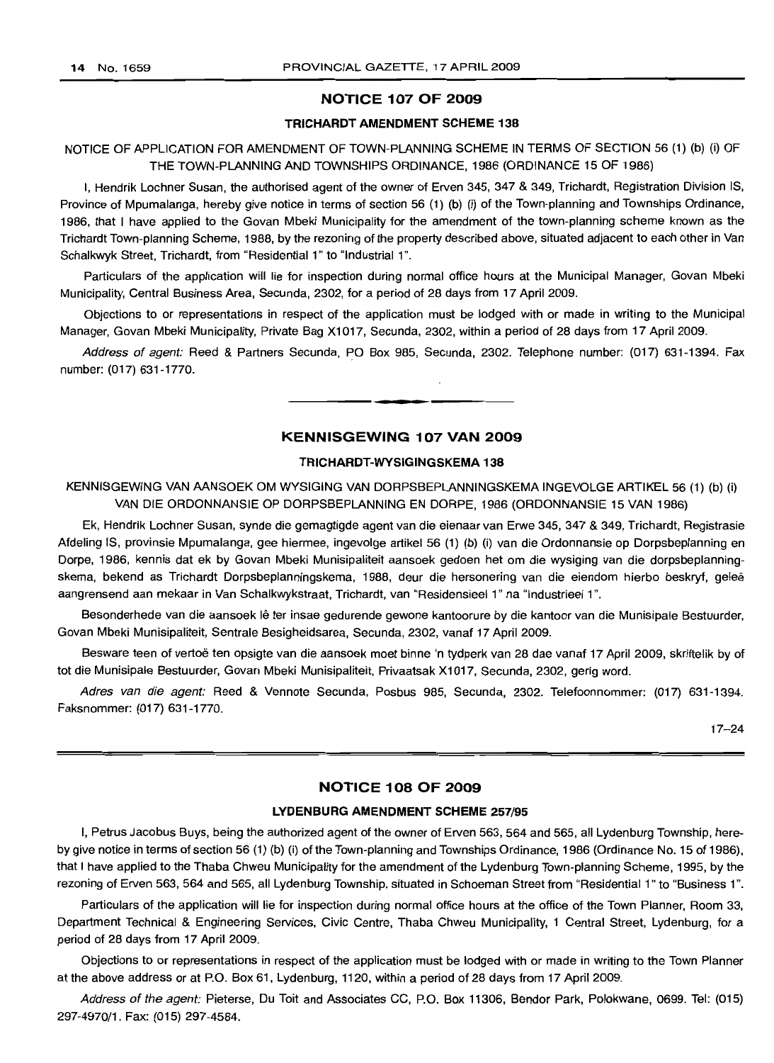## NOTICE 107 OF 2009

### TRICHARDT AMENDMENT SCHEME 138

NOTICE OF APPLICATION FOR AMENDMENT OF TOWN-PLANNING SCHEME IN TERMS OF SECTION 56 (1) (b) (i) OF THE TOWN-PLANNING AND TOWNSHIPS ORDINANCE, 1986 (ORDINANCE 15 OF 1986)

I, Hendrik Lochner Susan, the authorised agent of the owner of Erven 345, 347 & 349, Trichardt, Registration Division IS, Province of Mpumalanga, hereby give notice in terms of section 56 (1) (b) (i) of the Town-planning and Townships Ordinance, 1986, that I have applied to the Govan Mbeki Municipality for the amendment of the town-planning scheme known as the Trichardt Town-planning Scheme, 1988, by the rezoning of the property described above, situated adjacent to each other in Van Schalkwyk Street, Trichardt, from "Residential 1" to "Industrial 1".

Particulars of the application will lie for inspection during normal office hours at the Municipal Manager, Govan Mbeki Municipality, Central Business Area, Secunda, 2302, for a period of 28 days from 17 April 2009.

Objections to or representations in respect of the application must be lodged with or made in writing to the Municipal Manager, Govan Mbeki Municipality, Private Bag X1017, Secunda, 2302, within a period of 28 days from 17 April 2009.

*Address of agent:* Reed & Partners Secunda, PO Box 985, Secunda, 2302. Telephone number: (017) 631-1394. Fax number: (017) 631-1770.

---

## KENNISGEWING 107 VAN 2009

### TRICHARDT-WYSIGINGSKEMA 138

KENNISGEWING VAN AANSOEK OM WYSIGING VAN DORPSBEPLANNINGSKEMA INGEVOLGE ARTIKEL 56 (1) (b) (i) VAN DIE ORDONNANSIE OP DORPSBEPLANNING EN DORPE, 1986 (ORDONNANSIE 15 VAN 1986)

Ek, Hendrik Lochner Susan, synde die gemagtigde agent van die eienaar van Erwe 345, 347 & 349, Trichardt, Registrasie Afdeling IS, provinsie Mpumalanga, gee hiermee, ingevolge artikel 56 (1) (b) (i) van die Ordonnansie op Dorpsbeplanning en Dorpe, 1986, kennis dat ek by Govan Mbeki Munisipaliteit aansoek gedoen het om die wysiging van die dorpsbeplanningskema, bekend as Trichardt Dorpsbeplanningskema, 1988, deur die hersonering van die eiendom hierbo beskryf, geleë aangrensend aan mekaar in Van Schalkwykstraat, Trichardt, van "Residensieel 1" na "Industrieel 1".

Besonderhede van die aansoek lê ter insae gedurende gewone kantoorure by die kantoor van die Munisipale Bestuurder, Govan Mbeki Munisipaliteit, Sentrale Besigheidsarea, Secunda, 2302, vanaf 17 April 2009.

Besware teen of vertoë ten opsigte van die aansoek moet binne 'n tydperk van 28 dae vanaf 17 April 2009, skriftelik by of tot die Munisipale Bestuurder, Govan Mbeki Munisipaliteit, Privaatsak X1017, Secunda, 2302, gerig word.

*Adres van die agent:* Reed & Vennote Secunda, Posbus 985, Secunda, 2302. Telefoonnommer: (017) 631-1394. Faksnommer: (017) 631-1770.

17–24

---

## NOTICE 108 OF 2009

### LYDENBURG AMENDMENT SCHEME 257/95

I, Petrus Jacobus Buys, being the authorized agent of the owner of Erven 563, 564 and 565, all Lydenburg Township, hereby give notice in terms of section 56 (1) (b) (i) of the Town-planning and Townships Ordinance, 1986 (Ordinance No. 15 of 1986), that I have applied to the Thaba Chweu Municipality for the amendment of the Lydenburg Town-planning Scheme, 1995, by the rezoning of Erven 563, 564 and 565, all Lydenburg Township, situated in Schoeman Street from "Residential 1" to "Business 1".

Particulars of the application will lie for inspection during normal office hours at the office of the Town Planner, Room 33, Department Technical & Engineering Services, Civic Centre, Thaba Chweu Municipality, 1 Central Street, Lydenburg, for a period of 28 days from 17 April 2009.

Objections to or representations in respect of the application must be lodged with or made in writing to the Town Planner at the above address or at P.O. Box 61, Lydenburg, 1120, within a period of 28 days from 17 April 2009.

*Address of the agent:* Pieterse, Du Toit and Associates CC, P.O. Box 11306, Bendor Park, Polokwane, 0699. Tel: (015) 297-4970/1. Fax: (015) 297-4584.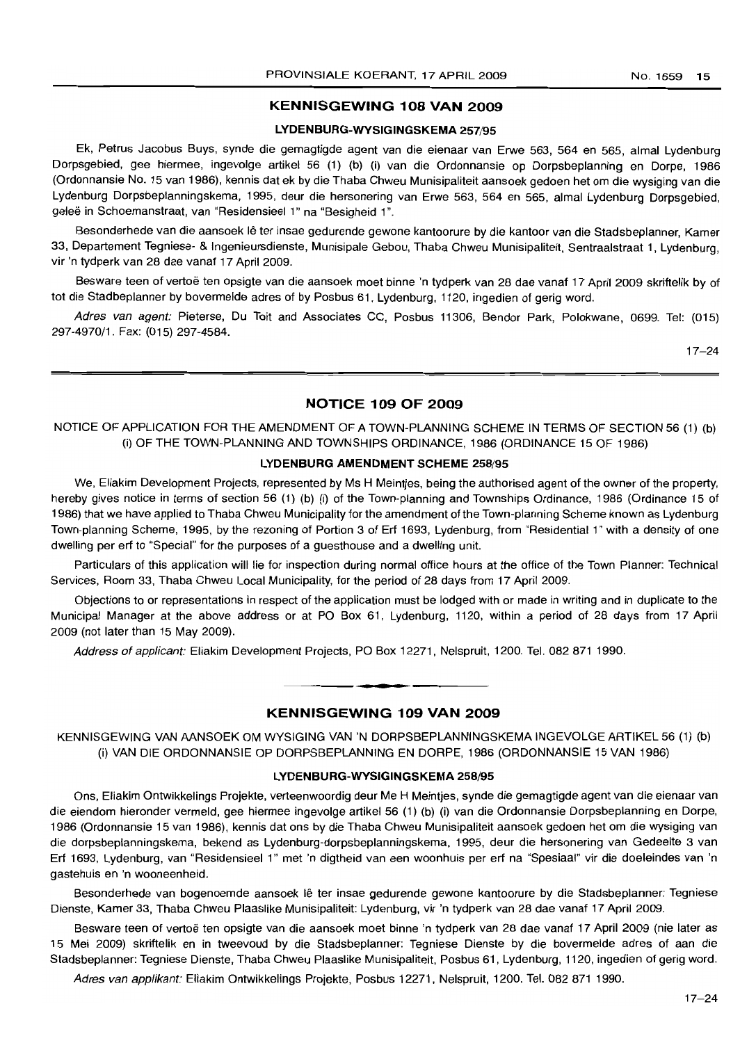## KENNISGEWING 108 VAN 2009

### LYDENBURG-WYSIGINGSKEMA 257/95

Ek, Petrus Jacobus Buys, synde die gemagtigde agent van die eienaar van Erwe 563, 564 en 565, almal Lydenburg Dorpsgebied, gee hiermee, ingevolge artikel 56 (1) (b) (i) van die Ordonnansie op Dorpsbeplanning en Dorpe, 1986 (Ordonnansie No. 15 van 1986), kennis dat ek by die Thaba Chweu Munisipaliteit aansoek gedoen het om die wysiging van die Lydenburg Dorpsbeplanningskema, 1995, deur die hersonering van Erwe 563, 564 en 565, almal Lydenburg Dorpsgebied, geleë in Schoemanstraat, van "Residensieel 1" na "Besigheid 1".

Besonderhede van die aansoek lê ter insae gedurende gewone kantoorure by die kantoor van die Stadsbeplanner, Kamer 33, Departement Tegniese- & Ingenieursdienste, Munisipale Gebou, Thaba Chweu Munisipaliteit, Sentraalstraat 1, Lydenburg, vir 'n tydperk van 28 dae vanaf 17 April 2009.

Besware teen of vertoë ten opsigte van die aansoek moet binne 'n tydperk van 28 dae vanaf 17 April 2009 skriftelik by of tot die Stadbeplanner by bovermelde adres of by Posbus 61, Lydenburg, 1120, ingedien of gerig word.

*Adres van agent:* Pieterse, Du Toit and Associates CC, Posbus 11306, Bendor Park, Polokwane, 0699. Tel: (015) 297-4970/1. Fax: (015) 297-4584.

17–24

## NOTICE 109 OF 2009

NOTICE OF APPLICATION FOR THE AMENDMENT OF A TOWN-PLANNING SCHEME IN TERMS OF SECTION 56 (1) (b) (i) OF THE TOWN-PLANNING AND TOWNSHIPS ORDINANCE, 1986 (ORDINANCE 15 OF 1986)

### LYDENBURG AMENDMENT SCHEME 258/95

We, Eliakim Development Projects, represented by Ms H Meintjes, being the authorised agent of the owner of the property, hereby gives notice in terms of section 56 (1) (b) (i) of the Town-planning and Townships Ordinance, 1986 (Ordinance 15 of 1986) that we have applied to Thaba Chweu Municipality for the amendment of the Town-planning Scheme known as Lydenburg Town-planning Scheme, 1995, by the rezoning of Portion 3 of Erf 1693, Lydenburg, from "Residential 1" with a density of one dwelling per erf to "Special" for the purposes of a guesthouse and a dwelling unit.

Particulars of this application will lie for inspection during normal office hours at the office of the Town Planner: Technical Services, Room 33, Thaba Chweu Local Municipality, for the period of 28 days from 17 April 2009.

Objections to or representations in respect of the application must be lodged with or made in writing and in duplicate to the Municipal Manager at the above address or at PO Box 61, Lydenburg, 1120, within a period of 28 days from 17 April 2009 (not later than 15 May 2009).

*Address of applicant:* Eliakim Development Projects, PO Box 12271, Nelspruit, 1200. Tel. 082 871 1990.

## KENNISGEWING 109 VAN 2009

KENNISGEWING VAN AANSOEK OM WYSIGING VAN 'N DORPSBEPLANNINGSKEMA INGEVOLGE ARTIKEL 56 (1) (b) (i) VAN DIE ORDONNANSIE OP DORPSBEPLANNING EN DORPE, 1986 (ORDONNANSIE 15 VAN 1986)

### LYDENBURG-WYSIGINGSKEMA 258/95

Ons, Eliakim Ontwikkelings Projekte, verteenwoordig deur Me H Meintjes, synde die gemagtigde agent van die eienaar van die eiendom hieronder vermeld, gee hiermee ingevolge artikel 56 (1) (b) (i) van die Ordonnansie Dorpsbeplanning en Dorpe, 1986 (Ordonnansie 15 van 1986), kennis dat ons by die Thaba Chweu Munisipaliteit aansoek gedoen het om die wysiging van die dorpsbeplanningskema, bekend as Lydenburg-dorpsbeplanningskema, 1995, deur die hersonering van Gedeelte 3 van Erf 1693, Lydenburg, van "Residensieel 1" met 'n digtheid van een woonhuis per erf na "Spesiaal" vir die doeleindes van 'n gastehuis en 'n wooneenheid.

Besonderhede van bogenoemde aansoek lê ter insae gedurende gewone kantoorure by die Stadsbeplanner: Tegniese Dienste, Kamer 33, Thaba Chweu Plaaslike Munisipaliteit: Lydenburg, vir 'n tydperk van 28 dae vanaf 17 April 2009.

Besware teen of vertoë ten opsigte van die aansoek moet binne 'n tydperk van 28 dae vanaf 17 April 2009 (nie later as 15 Mei 2009) skriftelik en in tweevoud by die Stadsbeplanner: Tegniese Dienste by die bovermelde adres of aan die Stadsbeplanner: Tegniese Dienste, Thaba Chweu Plaaslike Munisipaliteit, Posbus 61, Lydenburg, 1120, ingedien of gerig word.

*Adres van applikant:* Eliakim Ontwikkelings Projekte, Posbus 12271, Nelspruit, 1200. Tel. 082 871 1990.

17–24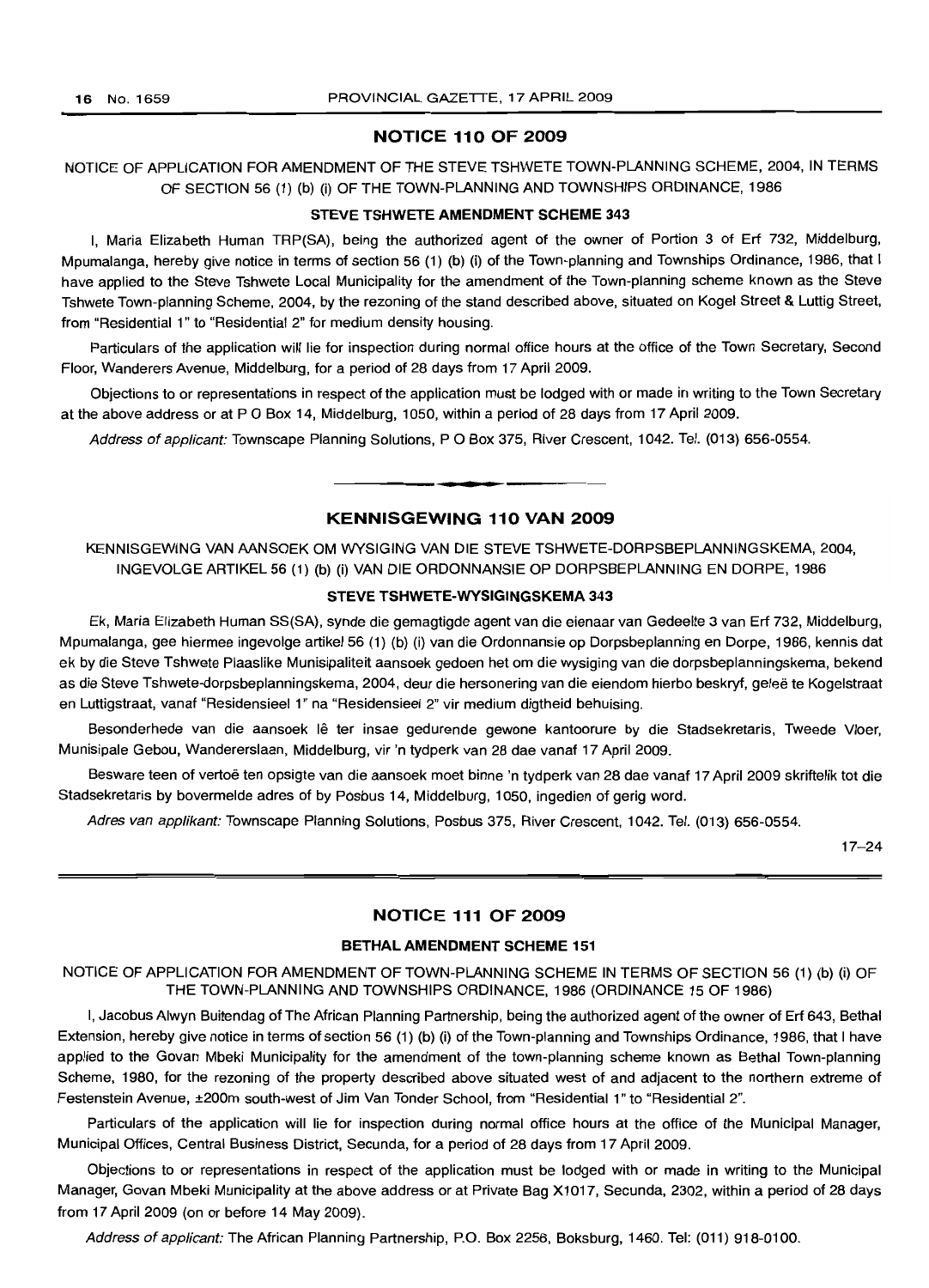## NOTICE 110 OF 2009

NOTICE OF APPLICATION FOR AMENDMENT OF THE STEVE TSHWETE TOWN-PLANNING SCHEME, 2004, IN TERMS OF SECTION 56 (1) (b) (i) OF THE TOWN-PLANNING AND TOWNSHIPS ORDINANCE, 1986

### STEVE TSHWETE AMENDMENT SCHEME 343

I, Maria Elizabeth Human TRP(SA), being the authorized agent of the owner of Portion 3 of Erf 732, Middelburg, Mpumalanga, hereby give notice in terms of section 56 (1) (b) (i) of the Town-planning and Townships Ordinance, 1986, that I have applied to the Steve Tshwete Local Municipality for the amendment of the Town-planning scheme known as the Steve Tshwete Town-planning Scheme, 2004, by the rezoning of the stand described above, situated on Kogel Street & Luttig Street, from "Residential 1" to "Residential 2" for medium density housing.

Particulars of the application will lie for inspection during normal office hours at the office of the Town Secretary, Second Floor, Wanderers Avenue, Middelburg, for a period of 28 days from 17 April 2009.

Objections to or representations in respect of the application must be lodged with or made in writing to the Town Secretary at the above address or at P O Box 14, Middelburg, 1050, within a period of 28 days from 17 April 2009.

*Address of applicant:* Townscape Planning Solutions, P O Box 375, River Crescent, 1042. Tel. (013) 656-0554.

---

## KENNISGEWING 110 VAN 2009

KENNISGEWING VAN AANSOEK OM WYSIGING VAN DIE STEVE TSHWETE-DORPSBEPLANNINGSKEMA, 2004, INGEVOLGE ARTIKEL 56 (1) (b) (i) VAN DIE ORDONNANSIE OP DORPSBEPLANNING EN DORPE, 1986

### STEVE TSHWETE-WYSIGINGSKEMA 343

Ek, Maria Elizabeth Human SS(SA), synde die gemagtigde agent van die eienaar van Gedeelte 3 van Erf 732, Middelburg, Mpumalanga, gee hiermee ingevolge artikel 56 (1) (b) (i) van die Ordonnansie op Dorpsbeplanning en Dorpe, 1986, kennis dat ek by die Steve Tshwete Plaaslike Munisipaliteit aansoek gedoen het om die wysiging van die dorpsbeplanningskema, bekend as die Steve Tshwete-dorpsbeplanningskema, 2004, deur die hersonering van die eiendom hierbo beskryf, geleë te Kogelstraat en Luttigstraat, vanaf "Residensieel 1" na "Residensieel 2" vir medium digtheid behuising.

Besonderhede van die aansoek lê ter insae gedurende gewone kantoorure by die Stadsekretaris, Tweede Vloer, Munisipale Gebou, Wandererslaan, Middelburg, vir 'n tydperk van 28 dae vanaf 17 April 2009.

Besware teen of vertoë ten opsigte van die aansoek moet binne 'n tydperk van 28 dae vanaf 17 April 2009 skriftelik tot die Stadsekretaris by bovermelde adres of by Posbus 14, Middelburg, 1050, ingedien of gerig word.

*Adres van applikant:* Townscape Planning Solutions, Posbus 375, River Crescent, 1042. Tel. (013) 656-0554.

17–24

---

## NOTICE 111 OF 2009

### BETHAL AMENDMENT SCHEME 151

NOTICE OF APPLICATION FOR AMENDMENT OF TOWN-PLANNING SCHEME IN TERMS OF SECTION 56 (1) (b) (i) OF THE TOWN-PLANNING AND TOWNSHIPS ORDINANCE, 1986 (ORDINANCE 15 OF 1986)

I, Jacobus Alwyn Buitendag of The African Planning Partnership, being the authorized agent of the owner of Erf 643, Bethal Extension, hereby give notice in terms of section 56 (1) (b) (i) of the Town-planning and Townships Ordinance, 1986, that I have applied to the Govan Mbeki Municipality for the amendment of the town-planning scheme known as Bethal Town-planning Scheme, 1980, for the rezoning of the property described above situated west of and adjacent to the northern extreme of Festenstein Avenue, ±200m south-west of Jim Van Tonder School, from "Residential 1" to "Residential 2".

Particulars of the application will lie for inspection during normal office hours at the office of the Municipal Manager, Municipal Offices, Central Business District, Secunda, for a period of 28 days from 17 April 2009.

Objections to or representations in respect of the application must be lodged with or made in writing to the Municipal Manager, Govan Mbeki Municipality at the above address or at Private Bag X1017, Secunda, 2302, within a period of 28 days from 17 April 2009 (on or before 14 May 2009).

*Address of applicant:* The African Planning Partnership, P.O. Box 2256, Boksburg, 1460. Tel: (011) 918-0100.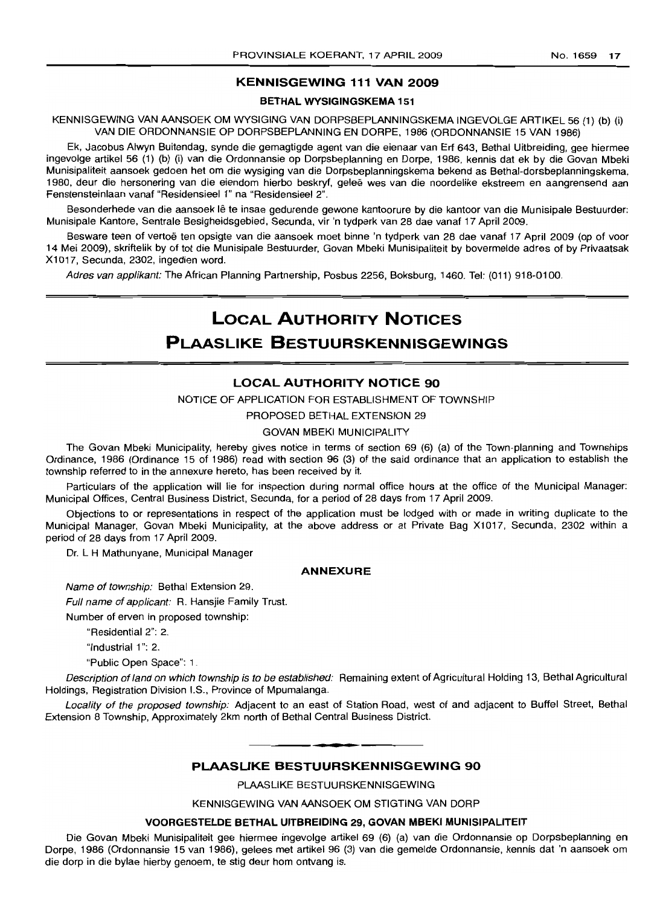## KENNISGEWING 111 VAN 2009

### BETHAL WYSIGINGSKEMA 151

KENNISGEWING VAN AANSOEK OM WYSIGING VAN DORPSBEPLANNINGSKEMA INGEVOLGE ARTIKEL 56 (1) (b) (i) VAN DIE ORDONNANSIE OP DORPSBEPLANNING EN DORPE, 1986 (ORDONNANSIE 15 VAN 1986)

Ek, Jacobus Alwyn Buitendag, synde die gemagtigde agent van die eienaar van Erf 643, Bethal Uitbreiding, gee hiermee ingevolge artikel 56 (1) (b) (i) van die Ordonnansie op Dorpsbeplanning en Dorpe, 1986, kennis dat ek by die Govan Mbeki Munisipaliteit aansoek gedoen het om die wysiging van die Dorpsbeplanningskema bekend as Bethal-dorsbeplanningskema, 1980, deur die hersonering van die eiendom hierbo beskryf, geleë wes van die noordelike ekstreem en aangrensend aan Fenstensteinlaan vanaf "Residensieel 1" na "Residensieel 2".

Besonderhede van die aansoek lê te insae gedurende gewone kantoorure by die kantoor van die Munisipale Bestuurder: Munisipale Kantore, Sentrale Besigheidsgebied, Secunda, vir 'n tydperk van 28 dae vanaf 17 April 2009.

Besware teen of vertoë ten opsigte van die aansoek moet binne 'n tydperk van 28 dae vanaf 17 April 2009 (op of voor 14 Mei 2009), skriftelik by of tot die Munisipale Bestuurder, Govan Mbeki Munisipaliteit by bovermelde adres of by Privaatsak X1017, Secunda, 2302, ingedien word.

*Adres van applikant:* The African Planning Partnership, Posbus 2256, Boksburg, 1460. Tel: (011) 918-0100.

# LOCAL AUTHORITY NOTICES
# PLAASLIKE BESTUURSKENNISGEWINGS

## LOCAL AUTHORITY NOTICE 90

NOTICE OF APPLICATION FOR ESTABLISHMENT OF TOWNSHIP

PROPOSED BETHAL EXTENSION 29

GOVAN MBEKI MUNICIPALITY

The Govan Mbeki Municipality, hereby gives notice in terms of section 69 (6) (a) of the Town-planning and Townships Ordinance, 1986 (Ordinance 15 of 1986) read with section 96 (3) of the said ordinance that an application to establish the township referred to in the annexure hereto, has been received by it.

Particulars of the application will lie for inspection during normal office hours at the office of the Municipal Manager: Municipal Offices, Central Business District, Secunda, for a period of 28 days from 17 April 2009.

Objections to or representations in respect of the application must be lodged with or made in writing duplicate to the Municipal Manager, Govan Mbeki Municipality, at the above address or at Private Bag X1017, Secunda, 2302 within a period of 28 days from 17 April 2009.

Dr. L H Mathunyane, Municipal Manager

### ANNEXURE

*Name of township:* Bethal Extension 29.

*Full name of applicant:* R. Hansjie Family Trust.

Number of erven in proposed township:

"Residential 2": 2.

"Industrial 1": 2.

"Public Open Space": 1.

*Description of land on which township is to be established:* Remaining extent of Agricultural Holding 13, Bethal Agricultural Holdings, Registration Division I.S., Province of Mpumalanga.

*Locality of the proposed township:* Adjacent to an east of Station Road, west of and adjacent to Buffel Street, Bethal Extension 8 Township, Approximately 2km north of Bethal Central Business District.

---

## PLAASLIKE BESTUURSKENNISGEWING 90

PLAASLIKE BESTUURSKENNISGEWING

KENNISGEWING VAN AANSOEK OM STIGTING VAN DORP

**VOORGESTELDE BETHAL UITBREIDING 29, GOVAN MBEKI MUNISIPALITEIT**

Die Govan Mbeki Munisipaliteit gee hiermee ingevolge artikel 69 (6) (a) van die Ordonnansie op Dorpsbeplanning en Dorpe, 1986 (Ordonnansie 15 van 1986), gelees met artikel 96 (3) van die gemelde Ordonnansie, kennis dat 'n aansoek om die dorp in die bylae hierby genoem, te stig deur hom ontvang is.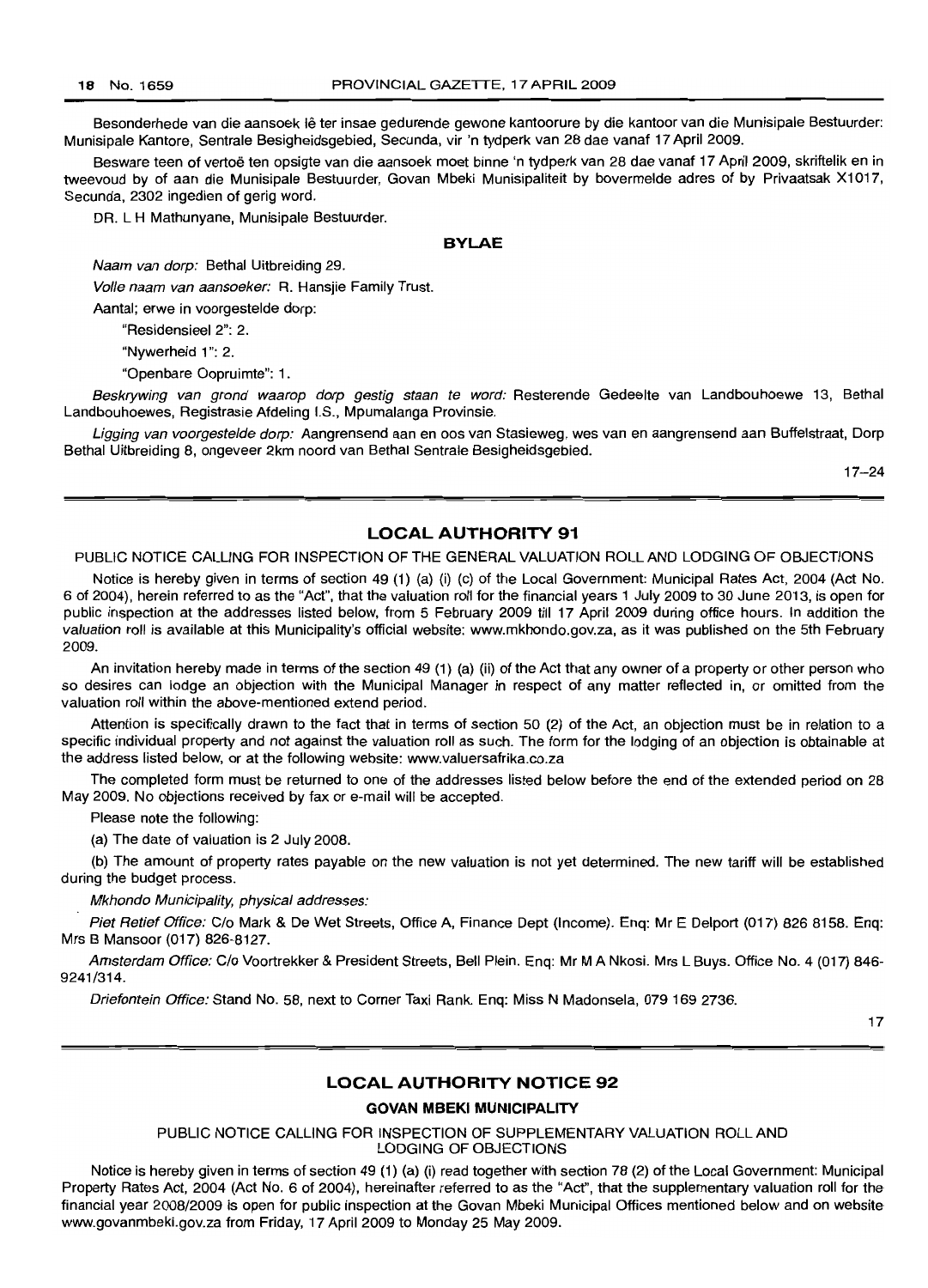Besonderhede van die aansoek lê ter insae gedurende gewone kantoorure by die kantoor van die Munisipale Bestuurder: Munisipale Kantore, Sentrale Besigheidsgebied, Secunda, vir 'n tydperk van 28 dae vanaf 17 April 2009.

Besware teen of vertoë ten opsigte van die aansoek moet binne 'n tydperk van 28 dae vanaf 17 April 2009, skriftelik en in tweevoud by of aan die Munisipale Bestuurder, Govan Mbeki Munisipaliteit by bovermelde adres of by Privaatsak X1017, Secunda, 2302 ingedien of gerig word.

DR. L H Mathunyane, Munisipale Bestuurder.

**BYLAE**

*Naam van dorp:* Bethal Uitbreiding 29.

*Volle naam van aansoeker:* R. Hansjie Family Trust.

Aantal; erwe in voorgestelde dorp:

"Residensieel 2": 2.

"Nywerheid 1": 2.

"Openbare Oopruimte": 1.

*Beskrywing van grond waarop dorp gestig staan te word:* Resterende Gedeelte van Landbouhoewe 13, Bethal Landbouhoewes, Registrasie Afdeling I.S., Mpumalanga Provinsie.

*Ligging van voorgestelde dorp:* Aangrensend aan en oos van Stasieweg, wes van en aangrensend aan Buffelstraat, Dorp Bethal Uitbreiding 8, ongeveer 2km noord van Bethal Sentrale Besigheidsgebied.

17–24

## LOCAL AUTHORITY 91

PUBLIC NOTICE CALLING FOR INSPECTION OF THE GENERAL VALUATION ROLL AND LODGING OF OBJECTIONS

Notice is hereby given in terms of section 49 (1) (a) (i) (c) of the Local Government: Municipal Rates Act, 2004 (Act No. 6 of 2004), herein referred to as the "Act", that the valuation roll for the financial years 1 July 2009 to 30 June 2013, is open for public inspection at the addresses listed below, from 5 February 2009 till 17 April 2009 during office hours. In addition the valuation roll is available at this Municipality's official website: www.mkhondo.gov.za, as it was published on the 5th February 2009.

An invitation hereby made in terms of the section 49 (1) (a) (ii) of the Act that any owner of a property or other person who so desires can lodge an objection with the Municipal Manager in respect of any matter reflected in, or omitted from the valuation roll within the above-mentioned extend period.

Attention is specifically drawn to the fact that in terms of section 50 (2) of the Act, an objection must be in relation to a specific individual property and not against the valuation roll as such. The form for the lodging of an objection is obtainable at the address listed below, or at the following website: www.valuersafrika.co.za

The completed form must be returned to one of the addresses listed below before the end of the extended period on 28 May 2009. No objections received by fax or e-mail will be accepted.

Please note the following:

(a) The date of valuation is 2 July 2008.

(b) The amount of property rates payable on the new valuation is not yet determined. The new tariff will be established during the budget process.

*Mkhondo Municipality, physical addresses:*

*Piet Retief Office:* C/o Mark & De Wet Streets, Office A, Finance Dept (Income). Enq: Mr E Delport (017) 826 8158. Enq: Mrs B Mansoor (017) 826-8127.

*Amsterdam Office:* C/o Voortrekker & President Streets, Bell Plein. Enq: Mr M A Nkosi. Mrs L Buys. Office No. 4 (017) 846-9241/314.

*Driefontein Office:* Stand No. 58, next to Corner Taxi Rank. Enq: Miss N Madonsela, 079 169 2736.

17

## LOCAL AUTHORITY NOTICE 92

### GOVAN MBEKI MUNICIPALITY

PUBLIC NOTICE CALLING FOR INSPECTION OF SUPPLEMENTARY VALUATION ROLL AND LODGING OF OBJECTIONS

Notice is hereby given in terms of section 49 (1) (a) (i) read together with section 78 (2) of the Local Government: Municipal Property Rates Act, 2004 (Act No. 6 of 2004), hereinafter referred to as the "Act", that the supplementary valuation roll for the financial year 2008/2009 is open for public inspection at the Govan Mbeki Municipal Offices mentioned below and on website www.govanmbeki.gov.za from Friday, 17 April 2009 to Monday 25 May 2009.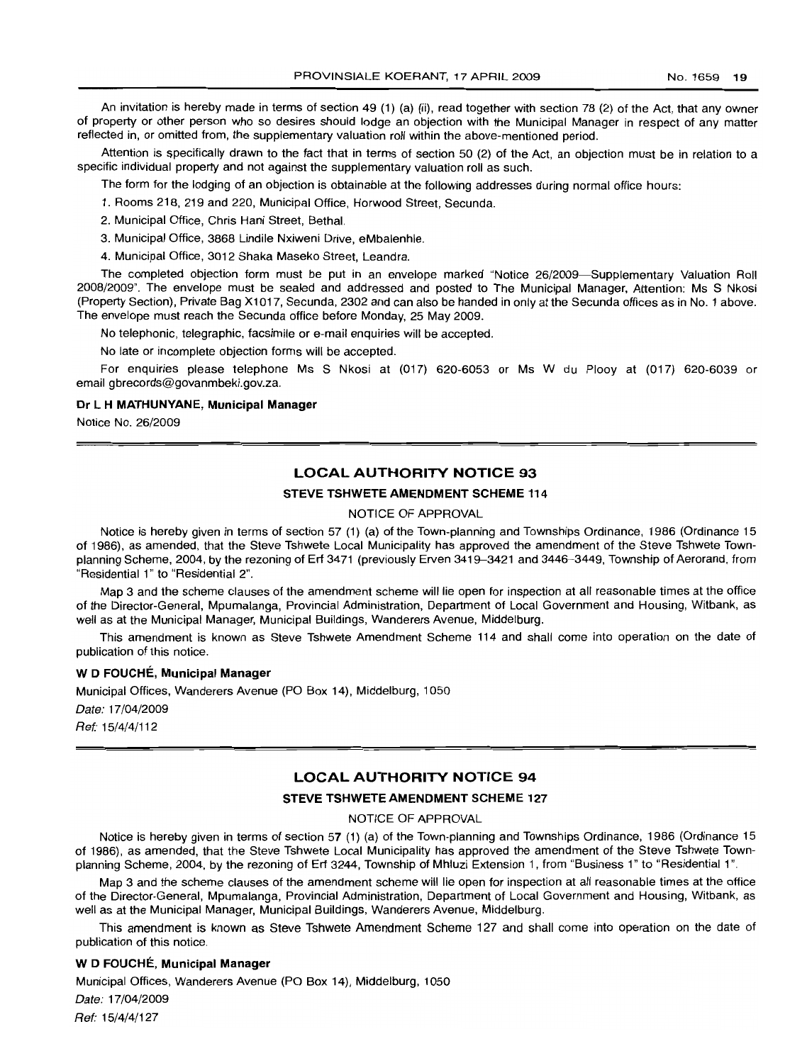An invitation is hereby made in terms of section 49 (1) (a) (ii), read together with section 78 (2) of the Act, that any owner of property or other person who so desires should lodge an objection with the Municipal Manager in respect of any matter reflected in, or omitted from, the supplementary valuation roll within the above-mentioned period.

Attention is specifically drawn to the fact that in terms of section 50 (2) of the Act, an objection must be in relation to a specific individual property and not against the supplementary valuation roll as such.

The form for the lodging of an objection is obtainable at the following addresses during normal office hours:

1. Rooms 218, 219 and 220, Municipal Office, Horwood Street, Secunda.
2. Municipal Office, Chris Hani Street, Bethal.
3. Municipal Office, 3868 Lindile Nxiweni Drive, eMbalenhle.
4. Municipal Office, 3012 Shaka Maseko Street, Leandra.

The completed objection form must be put in an envelope marked "Notice 26/2009—Supplementary Valuation Roll 2008/2009". The envelope must be sealed and addressed and posted to The Municipal Manager, Attention: Ms S Nkosi (Property Section), Private Bag X1017, Secunda, 2302 and can also be handed in only at the Secunda offices as in No. 1 above. The envelope must reach the Secunda office before Monday, 25 May 2009.

No telephonic, telegraphic, facsimile or e-mail enquiries will be accepted.

No late or incomplete objection forms will be accepted.

For enquiries please telephone Ms S Nkosi at (017) 620-6053 or Ms W du Plooy at (017) 620-6039 or email gbrecords@govanmbeki.gov.za.

**Dr L H MATHUNYANE, Municipal Manager**

Notice No. 26/2009

## LOCAL AUTHORITY NOTICE 93

### STEVE TSHWETE AMENDMENT SCHEME 114

NOTICE OF APPROVAL

Notice is hereby given in terms of section 57 (1) (a) of the Town-planning and Townships Ordinance, 1986 (Ordinance 15 of 1986), as amended, that the Steve Tshwete Local Municipality has approved the amendment of the Steve Tshwete Town-planning Scheme, 2004, by the rezoning of Erf 3471 (previously Erven 3419–3421 and 3446–3449, Township of Aerorand, from "Residential 1" to "Residential 2".

Map 3 and the scheme clauses of the amendment scheme will lie open for inspection at all reasonable times at the office of the Director-General, Mpumalanga, Provincial Administration, Department of Local Government and Housing, Witbank, as well as at the Municipal Manager, Municipal Buildings, Wanderers Avenue, Middelburg.

This amendment is known as Steve Tshwete Amendment Scheme 114 and shall come into operation on the date of publication of this notice.

**W D FOUCHÉ, Municipal Manager**

Municipal Offices, Wanderers Avenue (PO Box 14), Middelburg, 1050

*Date:* 17/04/2009

*Ref:* 15/4/4/112

## LOCAL AUTHORITY NOTICE 94

### STEVE TSHWETE AMENDMENT SCHEME 127

NOTICE OF APPROVAL

Notice is hereby given in terms of section 57 (1) (a) of the Town-planning and Townships Ordinance, 1986 (Ordinance 15 of 1986), as amended, that the Steve Tshwete Local Municipality has approved the amendment of the Steve Tshwete Town-planning Scheme, 2004, by the rezoning of Erf 3244, Township of Mhluzi Extension 1, from "Business 1" to "Residential 1".

Map 3 and the scheme clauses of the amendment scheme will lie open for inspection at all reasonable times at the office of the Director-General, Mpumalanga, Provincial Administration, Department of Local Government and Housing, Witbank, as well as at the Municipal Manager, Municipal Buildings, Wanderers Avenue, Middelburg.

This amendment is known as Steve Tshwete Amendment Scheme 127 and shall come into operation on the date of publication of this notice.

**W D FOUCHÉ, Municipal Manager**

Municipal Offices, Wanderers Avenue (PO Box 14), Middelburg, 1050

*Date:* 17/04/2009

*Ref:* 15/4/4/127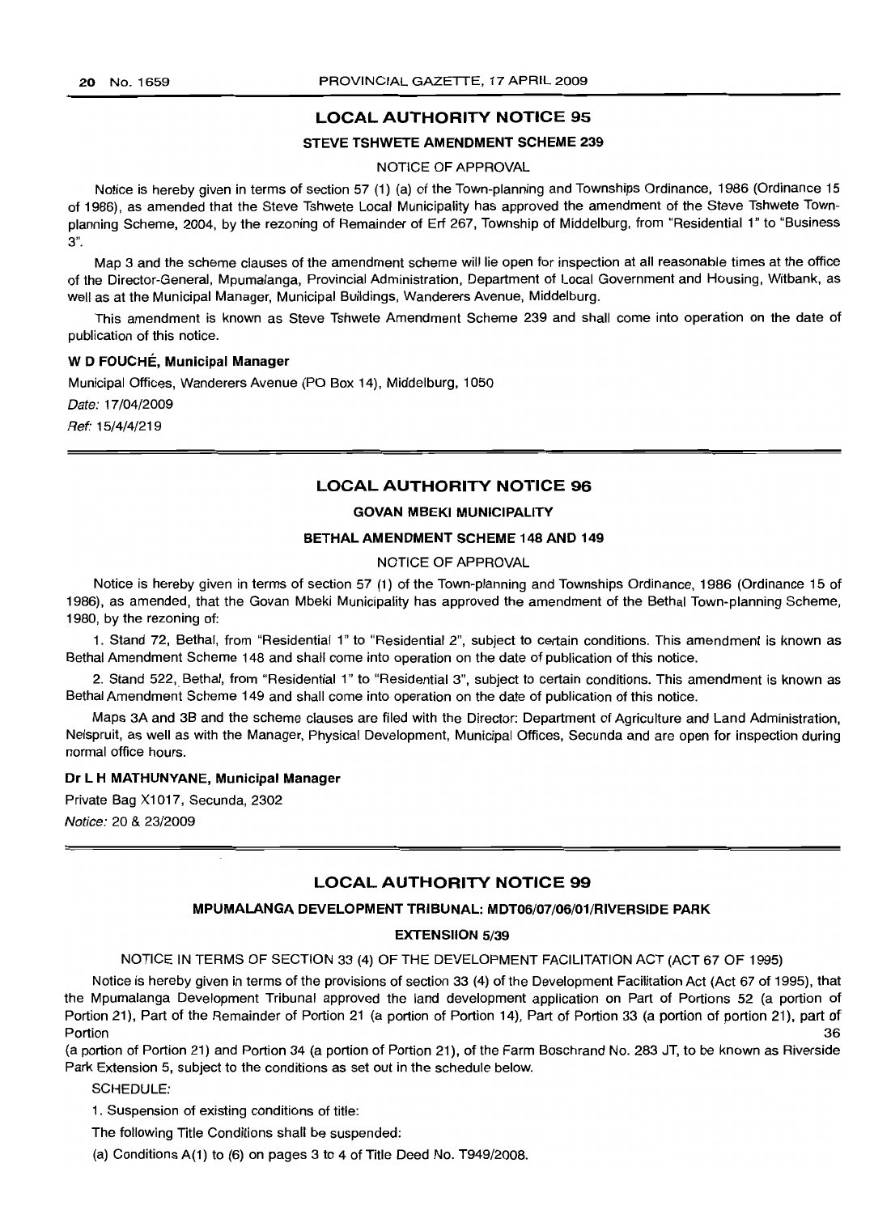## LOCAL AUTHORITY NOTICE 95

### STEVE TSHWETE AMENDMENT SCHEME 239

NOTICE OF APPROVAL

Notice is hereby given in terms of section 57 (1) (a) of the Town-planning and Townships Ordinance, 1986 (Ordinance 15 of 1986), as amended that the Steve Tshwete Local Municipality has approved the amendment of the Steve Tshwete Town-planning Scheme, 2004, by the rezoning of Remainder of Erf 267, Township of Middelburg, from "Residential 1" to "Business 3".

Map 3 and the scheme clauses of the amendment scheme will lie open for inspection at all reasonable times at the office of the Director-General, Mpumalanga, Provincial Administration, Department of Local Government and Housing, Witbank, as well as at the Municipal Manager, Municipal Buildings, Wanderers Avenue, Middelburg.

This amendment is known as Steve Tshwete Amendment Scheme 239 and shall come into operation on the date of publication of this notice.

**W D FOUCHÉ, Municipal Manager**

Municipal Offices, Wanderers Avenue (PO Box 14), Middelburg, 1050

*Date:* 17/04/2009

*Ref:* 15/4/4/219

## LOCAL AUTHORITY NOTICE 96

### GOVAN MBEKI MUNICIPALITY

### BETHAL AMENDMENT SCHEME 148 AND 149

NOTICE OF APPROVAL

Notice is hereby given in terms of section 57 (1) of the Town-planning and Townships Ordinance, 1986 (Ordinance 15 of 1986), as amended, that the Govan Mbeki Municipality has approved the amendment of the Bethal Town-planning Scheme, 1980, by the rezoning of:

1. Stand 72, Bethal, from "Residential 1" to "Residential 2", subject to certain conditions. This amendment is known as Bethal Amendment Scheme 148 and shall come into operation on the date of publication of this notice.

2. Stand 522, Bethal, from "Residential 1" to "Residential 3", subject to certain conditions. This amendment is known as Bethal Amendment Scheme 149 and shall come into operation on the date of publication of this notice.

Maps 3A and 3B and the scheme clauses are filed with the Director: Department of Agriculture and Land Administration, Nelspruit, as well as with the Manager, Physical Development, Municipal Offices, Secunda and are open for inspection during normal office hours.

**Dr L H MATHUNYANE, Municipal Manager**

Private Bag X1017, Secunda, 2302

*Notice:* 20 & 23/2009

## LOCAL AUTHORITY NOTICE 99

### MPUMALANGA DEVELOPMENT TRIBUNAL: MDT06/07/06/01/RIVERSIDE PARK

### EXTENSIION 5/39

NOTICE IN TERMS OF SECTION 33 (4) OF THE DEVELOPMENT FACILITATION ACT (ACT 67 OF 1995)

Notice is hereby given in terms of the provisions of section 33 (4) of the Development Facilitation Act (Act 67 of 1995), that the Mpumalanga Development Tribunal approved the land development application on Part of Portions 52 (a portion of Portion 21), Part of the Remainder of Portion 21 (a portion of Portion 14), Part of Portion 33 (a portion of portion 21), part of Portion 36 (a portion of Portion 21) and Portion 34 (a portion of Portion 21), of the Farm Boschrand No. 283 JT, to be known as Riverside Park Extension 5, subject to the conditions as set out in the schedule below.

SCHEDULE:

1. Suspension of existing conditions of title:

The following Title Conditions shall be suspended:

(a) Conditions A(1) to (6) on pages 3 to 4 of Title Deed No. T949/2008.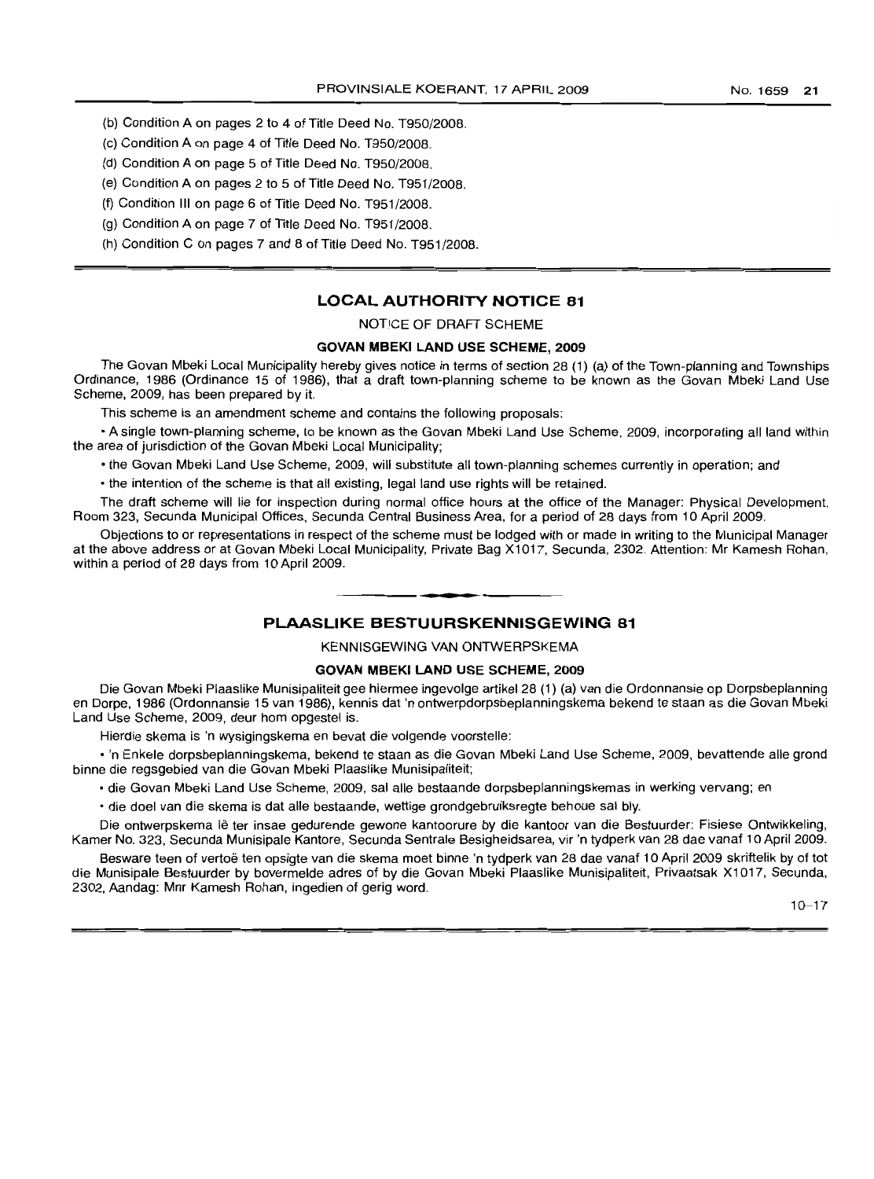(b) Condition A on pages 2 to 4 of Title Deed No. T950/2008.

(c) Condition A on page 4 of Title Deed No. T950/2008.

(d) Condition A on page 5 of Title Deed No. T950/2008.

(e) Condition A on pages 2 to 5 of Title Deed No. T951/2008.

(f) Condition III on page 6 of Title Deed No. T951/2008.

(g) Condition A on page 7 of Title Deed No. T951/2008.

(h) Condition C on pages 7 and 8 of Title Deed No. T951/2008.

## LOCAL AUTHORITY NOTICE 81

NOTICE OF DRAFT SCHEME

**GOVAN MBEKI LAND USE SCHEME, 2009**

The Govan Mbeki Local Municipality hereby gives notice in terms of section 28 (1) (a) of the Town-planning and Townships Ordinance, 1986 (Ordinance 15 of 1986), that a draft town-planning scheme to be known as the Govan Mbeki Land Use Scheme, 2009, has been prepared by it.

This scheme is an amendment scheme and contains the following proposals:

- A single town-planning scheme, to be known as the Govan Mbeki Land Use Scheme, 2009, incorporating all land within the area of jurisdiction of the Govan Mbeki Local Municipality;
- the Govan Mbeki Land Use Scheme, 2009, will substitute all town-planning schemes currently in operation; and
- the intention of the scheme is that all existing, legal land use rights will be retained.

The draft scheme will lie for inspection during normal office hours at the office of the Manager: Physical Development, Room 323, Secunda Municipal Offices, Secunda Central Business Area, for a period of 28 days from 10 April 2009.

Objections to or representations in respect of the scheme must be lodged with or made in writing to the Municipal Manager at the above address or at Govan Mbeki Local Municipality, Private Bag X1017, Secunda, 2302. Attention: Mr Kamesh Rohan, within a period of 28 days from 10 April 2009.

## PLAASLIKE BESTUURSKENNISGEWING 81

KENNISGEWING VAN ONTWERPSKEMA

**GOVAN MBEKI LAND USE SCHEME, 2009**

Die Govan Mbeki Plaaslike Munisipaliteit gee hiermee ingevolge artikel 28 (1) (a) van die Ordonnansie op Dorpsbeplanning en Dorpe, 1986 (Ordonnansie 15 van 1986), kennis dat 'n ontwerpdorpsbeplanningskema bekend te staan as die Govan Mbeki Land Use Scheme, 2009, deur hom opgestel is.

Hierdie skema is 'n wysigingskema en bevat die volgende voorstelle:

- 'n Enkele dorpsbeplanningskema, bekend te staan as die Govan Mbeki Land Use Scheme, 2009, bevattende alle grond binne die regsgebied van die Govan Mbeki Plaaslike Munisipaliteit;
- die Govan Mbeki Land Use Scheme, 2009, sal alle bestaande dorpsbeplanningskemas in werking vervang; en
- die doel van die skema is dat alle bestaande, wettige grondgebruiksregte behoue sal bly.

Die ontwerpskema lê ter insae gedurende gewone kantoorure by die kantoor van die Bestuurder: Fisiese Ontwikkeling, Kamer No. 323, Secunda Munisipale Kantore, Secunda Sentrale Besigheidsarea, vir 'n tydperk van 28 dae vanaf 10 April 2009.

Besware teen of vertoë ten opsigte van die skema moet binne 'n tydperk van 28 dae vanaf 10 April 2009 skriftelik by of tot die Munisipale Bestuurder by bovermelde adres of by die Govan Mbeki Plaaslike Munisipaliteit, Privaatsak X1017, Secunda, 2302, Aandag: Mnr Kamesh Rohan, ingedien of gerig word.

10–17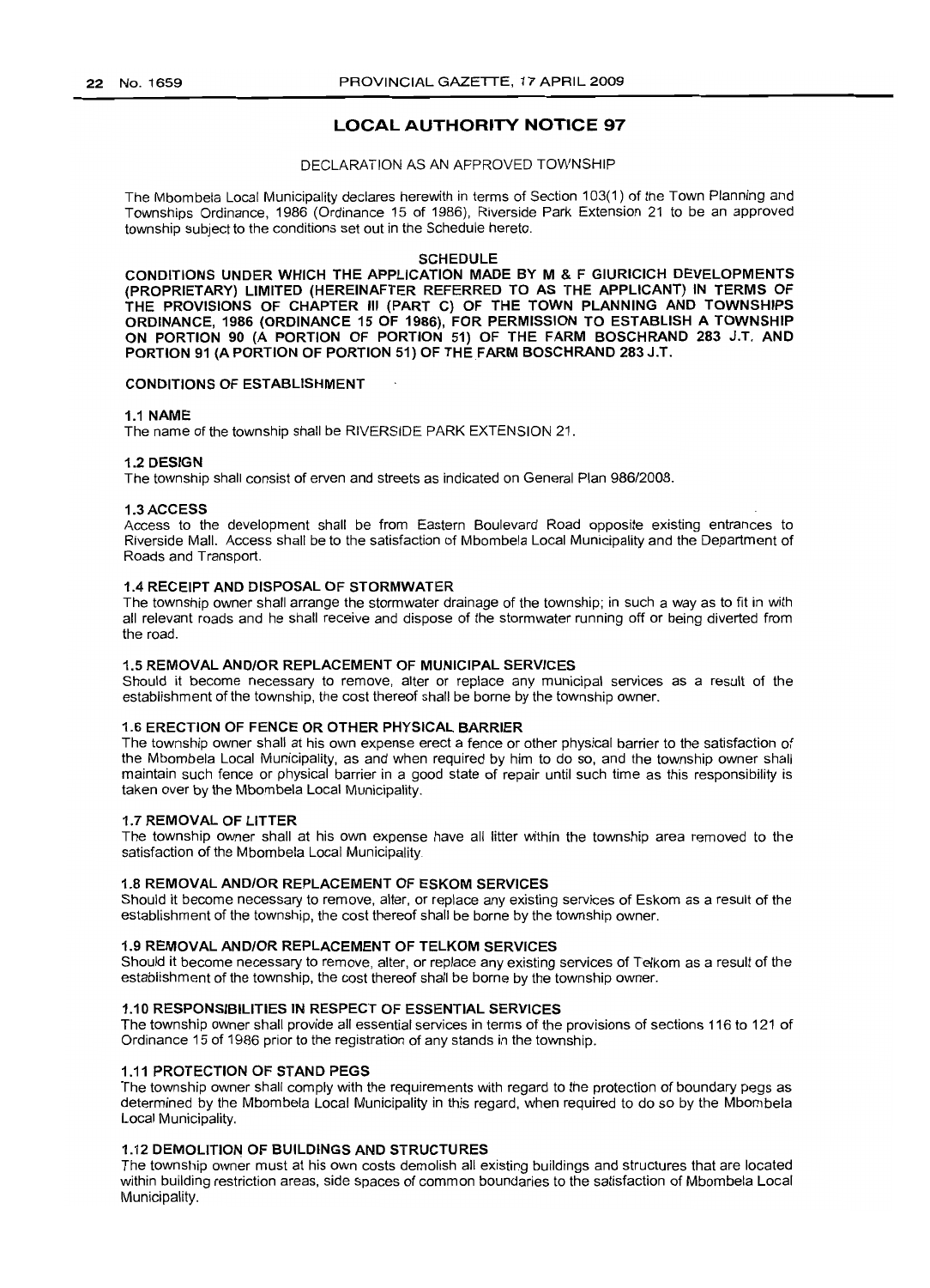# LOCAL AUTHORITY NOTICE 97

DECLARATION AS AN APPROVED TOWNSHIP

The Mbombela Local Municipality declares herewith in terms of Section 103(1) of the Town Planning and Townships Ordinance, 1986 (Ordinance 15 of 1986), Riverside Park Extension 21 to be an approved township subject to the conditions set out in the Schedule hereto.

SCHEDULE

**CONDITIONS UNDER WHICH THE APPLICATION MADE BY M & F GIURICICH DEVELOPMENTS (PROPRIETARY) LIMITED (HEREINAFTER REFERRED TO AS THE APPLICANT) IN TERMS OF THE PROVISIONS OF CHAPTER III (PART C) OF THE TOWN PLANNING AND TOWNSHIPS ORDINANCE, 1986 (ORDINANCE 15 OF 1986), FOR PERMISSION TO ESTABLISH A TOWNSHIP ON PORTION 90 (A PORTION OF PORTION 51) OF THE FARM BOSCHRAND 283 J.T. AND PORTION 91 (A PORTION OF PORTION 51) OF THE FARM BOSCHRAND 283 J.T.**

**CONDITIONS OF ESTABLISHMENT**

**1.1 NAME**
The name of the township shall be RIVERSIDE PARK EXTENSION 21.

**1.2 DESIGN**
The township shall consist of erven and streets as indicated on General Plan 986/2008.

**1.3 ACCESS**
Access to the development shall be from Eastern Boulevard Road opposite existing entrances to Riverside Mall. Access shall be to the satisfaction of Mbombela Local Municipality and the Department of Roads and Transport.

**1.4 RECEIPT AND DISPOSAL OF STORMWATER**
The township owner shall arrange the stormwater drainage of the township; in such a way as to fit in with all relevant roads and he shall receive and dispose of the stormwater running off or being diverted from the road.

**1.5 REMOVAL AND/OR REPLACEMENT OF MUNICIPAL SERVICES**
Should it become necessary to remove, alter or replace any municipal services as a result of the establishment of the township, the cost thereof shall be borne by the township owner.

**1.6 ERECTION OF FENCE OR OTHER PHYSICAL BARRIER**
The township owner shall at his own expense erect a fence or other physical barrier to the satisfaction of the Mbombela Local Municipality, as and when required by him to do so, and the township owner shall maintain such fence or physical barrier in a good state of repair until such time as this responsibility is taken over by the Mbombela Local Municipality.

**1.7 REMOVAL OF LITTER**
The township owner shall at his own expense have all litter within the township area removed to the satisfaction of the Mbombela Local Municipality.

**1.8 REMOVAL AND/OR REPLACEMENT OF ESKOM SERVICES**
Should it become necessary to remove, alter, or replace any existing services of Eskom as a result of the establishment of the township, the cost thereof shall be borne by the township owner.

**1.9 REMOVAL AND/OR REPLACEMENT OF TELKOM SERVICES**
Should it become necessary to remove, alter, or replace any existing services of Telkom as a result of the establishment of the township, the cost thereof shall be borne by the township owner.

**1.10 RESPONSIBILITIES IN RESPECT OF ESSENTIAL SERVICES**
The township owner shall provide all essential services in terms of the provisions of sections 116 to 121 of Ordinance 15 of 1986 prior to the registration of any stands in the township.

**1.11 PROTECTION OF STAND PEGS**
The township owner shall comply with the requirements with regard to the protection of boundary pegs as determined by the Mbombela Local Municipality in this regard, when required to do so by the Mbombela Local Municipality.

**1.12 DEMOLITION OF BUILDINGS AND STRUCTURES**
The township owner must at his own costs demolish all existing buildings and structures that are located within building restriction areas, side spaces of common boundaries to the satisfaction of Mbombela Local Municipality.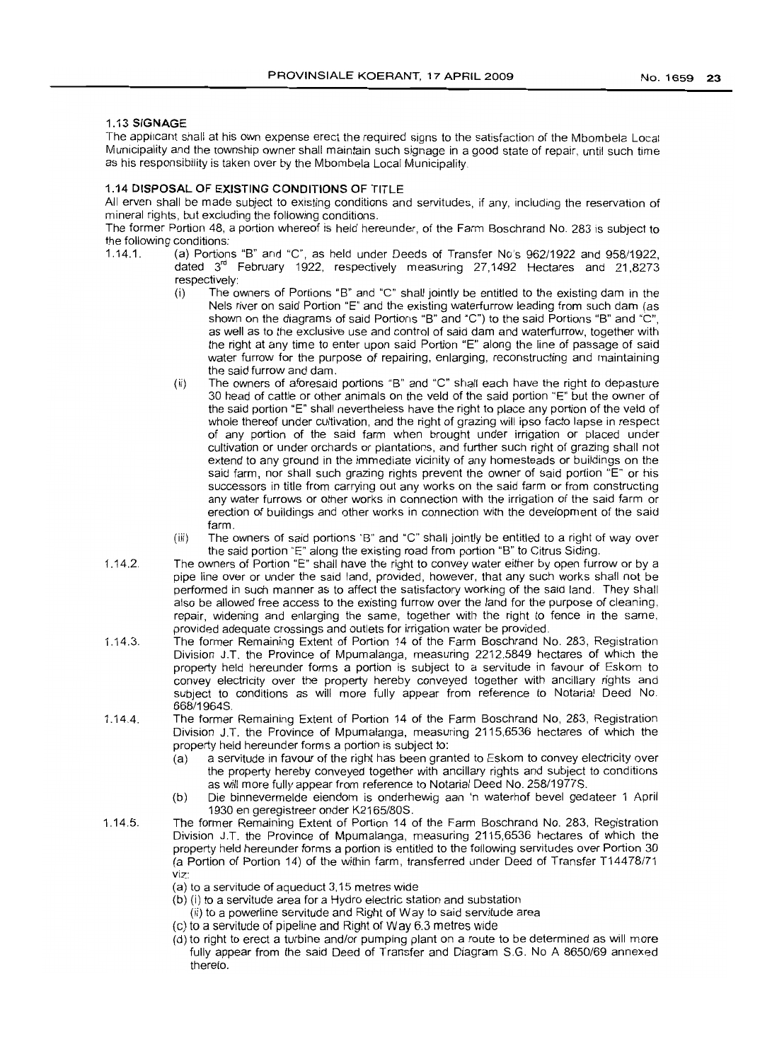### 1.13 SIGNAGE

The applicant shall at his own expense erect the required signs to the satisfaction of the Mbombela Local Municipality and the township owner shall maintain such signage in a good state of repair, until such time as his responsibility is taken over by the Mbombela Local Municipality.

### 1.14 DISPOSAL OF EXISTING CONDITIONS OF TITLE

All erven shall be made subject to existing conditions and servitudes, if any, including the reservation of mineral rights, but excluding the following conditions.

The former Portion 48, a portion whereof is held hereunder, of the Farm Boschrand No. 283 is subject to the following conditions:

1.14.1. (a) Portions "B" and "C", as held under Deeds of Transfer No's 962/1922 and 958/1922, dated 3rd February 1922, respectively measuring 27,1492 Hectares and 21,8273 respectively:

   (i) The owners of Portions "B" and "C" shall jointly be entitled to the existing dam in the Nels river on said Portion "E" and the existing waterfurrow leading from such dam (as shown on the diagrams of said Portions "B" and "C") to the said Portions "B" and "C", as well as to the exclusive use and control of said dam and waterfurrow, together with the right at any time to enter upon said Portion "E" along the line of passage of said water furrow for the purpose of repairing, enlarging, reconstructing and maintaining the said furrow and dam.

   (ii) The owners of aforesaid portions "B" and "C" shall each have the right to depasture 30 head of cattle or other animals on the veld of the said portion "E" but the owner of the said portion "E" shall nevertheless have the right to place any portion of the veld of whole thereof under cultivation, and the right of grazing will ipso facto lapse in respect of any portion of the said farm when brought under irrigation or placed under cultivation or under orchards or plantations, and further such right of grazing shall not extend to any ground in the immediate vicinity of any homesteads or buildings on the said farm, nor shall such grazing rights prevent the owner of said portion "E" or his successors in title from carrying out any works on the said farm or from constructing any water furrows or other works in connection with the irrigation of the said farm or erection of buildings and other works in connection with the development of the said farm.

   (iii) The owners of said portions "B" and "C" shall jointly be entitled to a right of way over the said portion "E" along the existing road from portion "B" to Citrus Siding.

1.14.2. The owners of Portion "E" shall have the right to convey water either by open furrow or by a pipe line over or under the said land, provided, however, that any such works shall not be performed in such manner as to affect the satisfactory working of the said land. They shall also be allowed free access to the existing furrow over the land for the purpose of cleaning, repair, widening and enlarging the same, together with the right to fence in the same, provided adequate crossings and outlets for irrigation water be provided.

1.14.3. The former Remaining Extent of Portion 14 of the Farm Boschrand No. 283, Registration Division J.T. the Province of Mpumalanga, measuring 2212,5849 hectares of which the property held hereunder forms a portion is subject to a servitude in favour of Eskom to convey electricity over the property hereby conveyed together with ancillary rights and subject to conditions as will more fully appear from reference to Notarial Deed No. 668/1964S.

1.14.4. The former Remaining Extent of Portion 14 of the Farm Boschrand No, 283, Registration Division J.T. the Province of Mpumalanga, measuring 2115,6536 hectares of which the property held hereunder forms a portion is subject to:

   (a) a servitude in favour of the right has been granted to Eskom to convey electricity over the property hereby conveyed together with ancillary rights and subject to conditions as will more fully appear from reference to Notarial Deed No. 258/1977S.

   (b) Die binnevermelde eiendom is onderhewig aan 'n waterhof bevel gedateer 1 April 1930 en geregistreer onder K2165/80S.

1.14.5. The former Remaining Extent of Portion 14 of the Farm Boschrand No. 283, Registration Division J.T. the Province of Mpumalanga, measuring 2115,6536 hectares of which the property held hereunder forms a portion is entitled to the following servitudes over Portion 30 (a Portion of Portion 14) of the within farm, transferred under Deed of Transfer T14478/71 viz:

   (a) to a servitude of aqueduct 3,15 metres wide

   (b) (i) to a servitude area for a Hydro electric station and substation

   (ii) to a powerline servitude and Right of Way to said servitude area

   (c) to a servitude of pipeline and Right of Way 6.3 metres wide

   (d) to right to erect a turbine and/or pumping plant on a route to be determined as will more fully appear from the said Deed of Transfer and Diagram S.G. No A 8650/69 annexed thereto.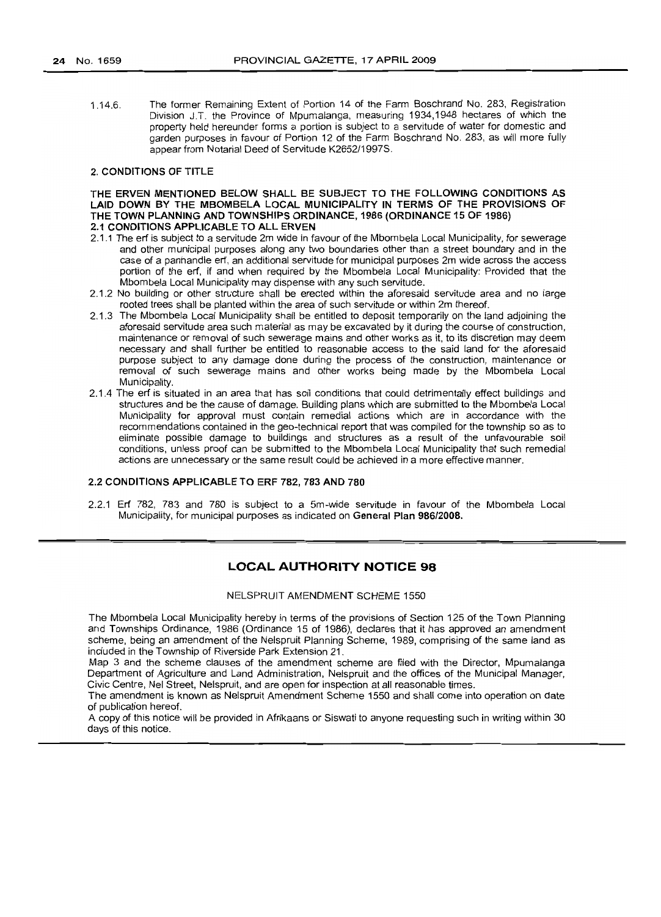1.14.6. The former Remaining Extent of Portion 14 of the Farm Boschrand No. 283, Registration Division J.T. the Province of Mpumalanga, measuring 1934,1948 hectares of which the property held hereunder forms a portion is subject to a servitude of water for domestic and garden purposes in favour of Portion 12 of the Farm Boschrand No. 283, as will more fully appear from Notarial Deed of Servitude K2652/1997S.

## 2. CONDITIONS OF TITLE

**THE ERVEN MENTIONED BELOW SHALL BE SUBJECT TO THE FOLLOWING CONDITIONS AS LAID DOWN BY THE MBOMBELA LOCAL MUNICIPALITY IN TERMS OF THE PROVISIONS OF THE TOWN PLANNING AND TOWNSHIPS ORDINANCE, 1986 (ORDINANCE 15 OF 1986)**

### 2.1 CONDITIONS APPLICABLE TO ALL ERVEN

2.1.1 The erf is subject to a servitude 2m wide in favour of the Mbombela Local Municipality, for sewerage and other municipal purposes along any two boundaries other than a street boundary and in the case of a panhandle erf, an additional servitude for municipal purposes 2m wide across the access portion of the erf, if and when required by the Mbombela Local Municipality: Provided that the Mbombela Local Municipality may dispense with any such servitude.

2.1.2 No building or other structure shall be erected within the aforesaid servitude area and no large rooted trees shall be planted within the area of such servitude or within 2m thereof.

2.1.3 The Mbombela Local Municipality shall be entitled to deposit temporarily on the land adjoining the aforesaid servitude area such material as may be excavated by it during the course of construction, maintenance or removal of such sewerage mains and other works as it, to its discretion may deem necessary and shall further be entitled to reasonable access to the said land for the aforesaid purpose subject to any damage done during the process of the construction, maintenance or removal of such sewerage mains and other works being made by the Mbombela Local Municipality.

2.1.4 The erf is situated in an area that has soil conditions that could detrimentally effect buildings and structures and be the cause of damage. Building plans which are submitted to the Mbombela Local Municipality for approval must contain remedial actions which are in accordance with the recommendations contained in the geo-technical report that was compiled for the township so as to eliminate possible damage to buildings and structures as a result of the unfavourable soil conditions, unless proof can be submitted to the Mbombela Local Municipality that such remedial actions are unnecessary or the same result could be achieved in a more effective manner.

### 2.2 CONDITIONS APPLICABLE TO ERF 782, 783 AND 780

2.2.1 Erf 782, 783 and 780 is subject to a 5m-wide servitude in favour of the Mbombela Local Municipality, for municipal purposes as indicated on **General Plan 986/2008.**

## LOCAL AUTHORITY NOTICE 98

NELSPRUIT AMENDMENT SCHEME 1550

The Mbombela Local Municipality hereby in terms of the provisions of Section 125 of the Town Planning and Townships Ordinance, 1986 (Ordinance 15 of 1986), declares that it has approved an amendment scheme, being an amendment of the Nelspruit Planning Scheme, 1989, comprising of the same land as included in the Township of Riverside Park Extension 21.

Map 3 and the scheme clauses of the amendment scheme are filed with the Director, Mpumalanga Department of Agriculture and Land Administration, Nelspruit and the offices of the Municipal Manager, Civic Centre, Nel Street, Nelspruit, and are open for inspection at all reasonable times.

The amendment is known as Nelspruit Amendment Scheme 1550 and shall come into operation on date of publication hereof.

A copy of this notice will be provided in Afrikaans or Siswati to anyone requesting such in writing within 30 days of this notice.